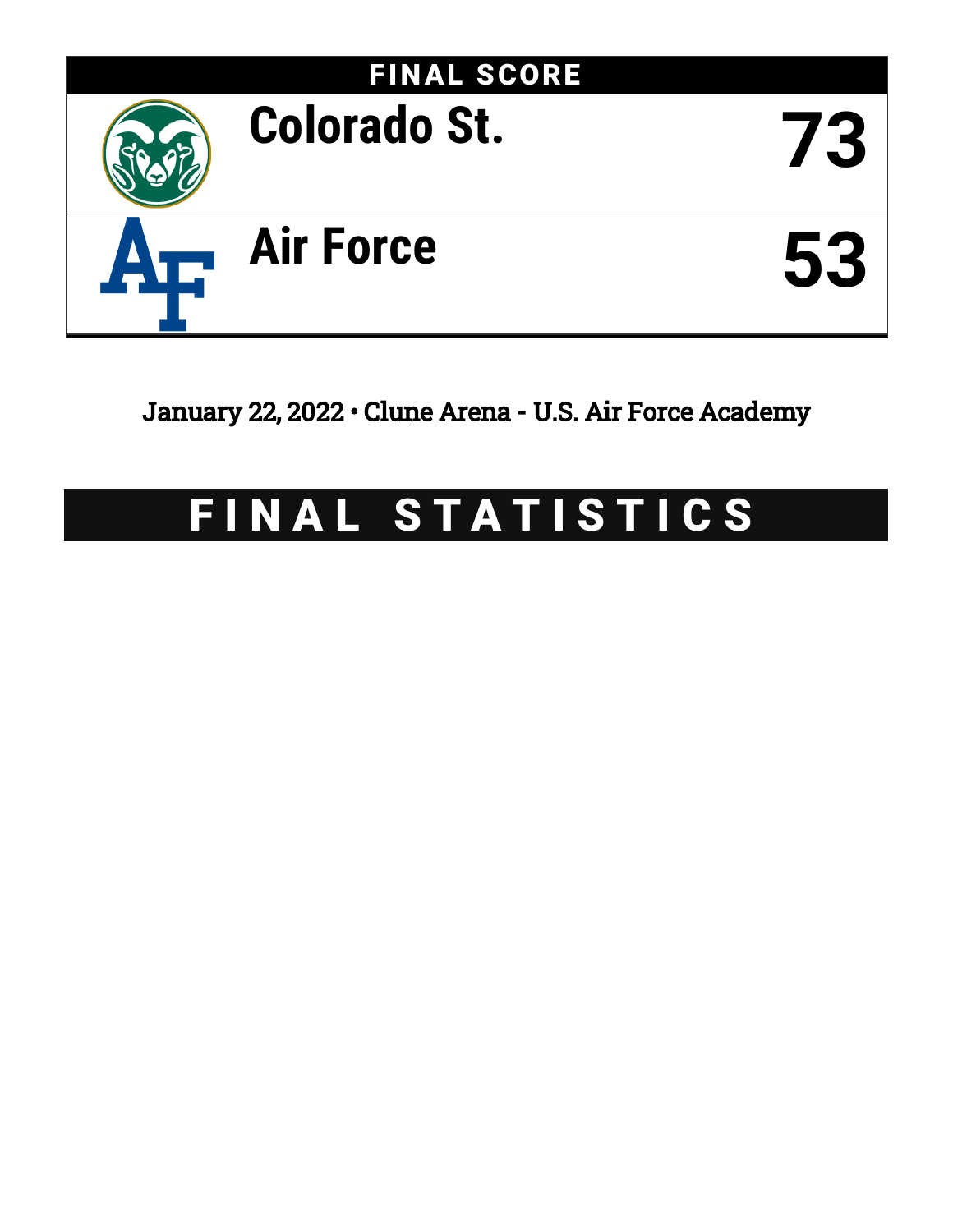## FINAL SCORE

| | |
|---|---|
| Colorado St. | 73 |
| Air Force | 53 |

January 22, 2022 • Clune Arena - U.S. Air Force Academy

# FINAL STATISTICS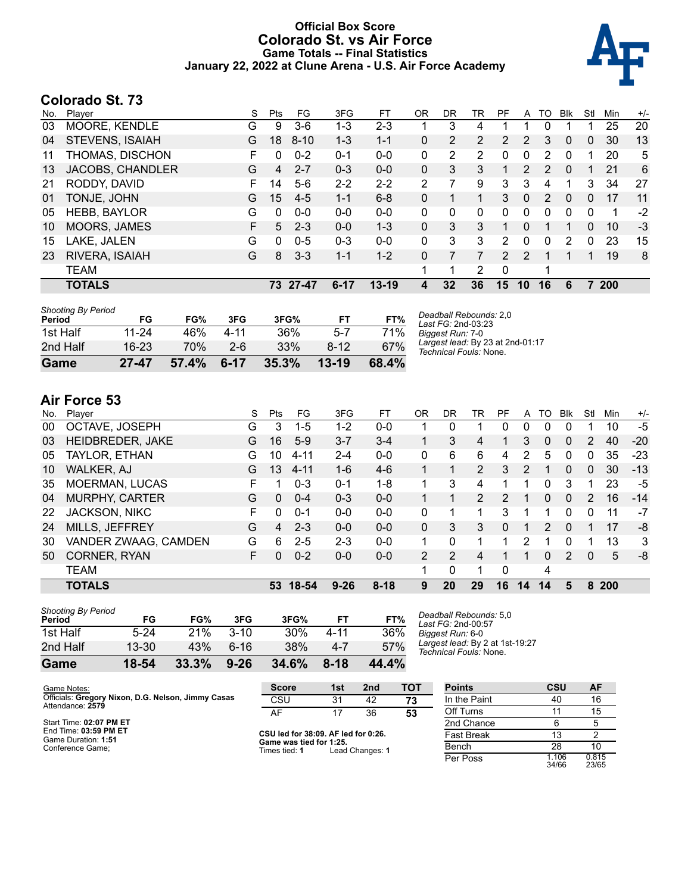# Official Box Score
# Colorado St. vs Air Force
## Game Totals -- Final Statistics
## January 22, 2022 at Clune Arena - U.S. Air Force Academy

## Colorado St. 73

| No. | Player | S | Pts | FG | 3FG | FT | OR | DR | TR | PF | A | TO | Blk | Stl | Min | +/- |
|---|---|---|---|---|---|---|---|---|---|---|---|---|---|---|---|---|
| 03 | MOORE, KENDLE | G | 9 | 3-6 | 1-3 | 2-3 | 1 | 3 | 4 | 1 | 1 | 0 | 1 | 1 | 25 | 20 |
| 04 | STEVENS, ISAIAH | G | 18 | 8-10 | 1-3 | 1-1 | 0 | 2 | 2 | 2 | 2 | 3 | 0 | 0 | 30 | 13 |
| 11 | THOMAS, DISCHON | F | 0 | 0-2 | 0-1 | 0-0 | 0 | 2 | 2 | 0 | 0 | 2 | 0 | 1 | 20 | 5 |
| 13 | JACOBS, CHANDLER | G | 4 | 2-7 | 0-3 | 0-0 | 0 | 3 | 3 | 1 | 2 | 2 | 0 | 1 | 21 | 6 |
| 21 | RODDY, DAVID | F | 14 | 5-6 | 2-2 | 2-2 | 2 | 7 | 9 | 3 | 3 | 4 | 1 | 3 | 34 | 27 |
| 01 | TONJE, JOHN | G | 15 | 4-5 | 1-1 | 6-8 | 0 | 1 | 1 | 3 | 0 | 2 | 0 | 0 | 17 | 11 |
| 05 | HEBB, BAYLOR | G | 0 | 0-0 | 0-0 | 0-0 | 0 | 0 | 0 | 0 | 0 | 0 | 0 | 0 | 1 | -2 |
| 10 | MOORS, JAMES | F | 5 | 2-3 | 0-0 | 1-3 | 0 | 3 | 3 | 1 | 0 | 1 | 1 | 0 | 10 | -3 |
| 15 | LAKE, JALEN | G | 0 | 0-5 | 0-3 | 0-0 | 0 | 3 | 3 | 2 | 0 | 0 | 2 | 0 | 23 | 15 |
| 23 | RIVERA, ISAIAH | G | 8 | 3-3 | 1-1 | 1-2 | 0 | 7 | 7 | 2 | 2 | 1 | 1 | 1 | 19 | 8 |
| | TEAM | | | | | | 1 | 1 | 2 | 0 | | 1 | | | | |
| | **TOTALS** | | **73** | **27-47** | **6-17** | **13-19** | **4** | **32** | **36** | **15** | **10** | **16** | **6** | **7** | **200** | |

*Shooting By Period*

| Period | FG | FG% | 3FG | 3FG% | FT | FT% |
|---|---|---|---|---|---|---|
| 1st Half | 11-24 | 46% | 4-11 | 36% | 5-7 | 71% |
| 2nd Half | 16-23 | 70% | 2-6 | 33% | 8-12 | 67% |
| **Game** | **27-47** | **57.4%** | **6-17** | **35.3%** | **13-19** | **68.4%** |

*Deadball Rebounds:* 2,0
*Last FG:* 2nd-03:23
*Biggest Run:* 7-0
*Largest lead:* By 23 at 2nd-01:17
*Technical Fouls:* None.

## Air Force 53

| No. | Player | S | Pts | FG | 3FG | FT | OR | DR | TR | PF | A | TO | Blk | Stl | Min | +/- |
|---|---|---|---|---|---|---|---|---|---|---|---|---|---|---|---|---|
| 00 | OCTAVE, JOSEPH | G | 3 | 1-5 | 1-2 | 0-0 | 1 | 0 | 1 | 0 | 0 | 0 | 0 | 1 | 10 | -5 |
| 03 | HEIDBREDER, JAKE | G | 16 | 5-9 | 3-7 | 3-4 | 1 | 3 | 4 | 1 | 3 | 0 | 0 | 2 | 40 | -20 |
| 05 | TAYLOR, ETHAN | G | 10 | 4-11 | 2-4 | 0-0 | 0 | 6 | 6 | 4 | 2 | 5 | 0 | 0 | 35 | -23 |
| 10 | WALKER, AJ | G | 13 | 4-11 | 1-6 | 4-6 | 1 | 1 | 2 | 3 | 2 | 1 | 0 | 0 | 30 | -13 |
| 35 | MOERMAN, LUCAS | F | 1 | 0-3 | 0-1 | 1-8 | 1 | 3 | 4 | 1 | 1 | 0 | 3 | 1 | 23 | -5 |
| 04 | MURPHY, CARTER | G | 0 | 0-4 | 0-3 | 0-0 | 1 | 1 | 2 | 2 | 1 | 0 | 0 | 2 | 16 | -14 |
| 22 | JACKSON, NIKC | F | 0 | 0-1 | 0-0 | 0-0 | 0 | 1 | 1 | 3 | 1 | 1 | 0 | 0 | 11 | -7 |
| 24 | MILLS, JEFFREY | G | 4 | 2-3 | 0-0 | 0-0 | 0 | 3 | 3 | 0 | 1 | 2 | 0 | 1 | 17 | -8 |
| 30 | VANDER ZWAAG, CAMDEN | G | 6 | 2-5 | 2-3 | 0-0 | 1 | 0 | 1 | 1 | 2 | 1 | 0 | 1 | 13 | 3 |
| 50 | CORNER, RYAN | F | 0 | 0-2 | 0-0 | 0-0 | 2 | 2 | 4 | 1 | 1 | 0 | 2 | 0 | 5 | -8 |
| | TEAM | | | | | | 1 | 0 | 1 | 0 | | 4 | | | | |
| | **TOTALS** | | **53** | **18-54** | **9-26** | **8-18** | **9** | **20** | **29** | **16** | **14** | **14** | **5** | **8** | **200** | |

*Shooting By Period*

| Period | FG | FG% | 3FG | 3FG% | FT | FT% |
|---|---|---|---|---|---|---|
| 1st Half | 5-24 | 21% | 3-10 | 30% | 4-11 | 36% |
| 2nd Half | 13-30 | 43% | 6-16 | 38% | 4-7 | 57% |
| **Game** | **18-54** | **33.3%** | **9-26** | **34.6%** | **8-18** | **44.4%** |

*Deadball Rebounds:* 5,0
*Last FG:* 2nd-00:57
*Biggest Run:* 6-0
*Largest lead:* By 2 at 1st-19:27
*Technical Fouls:* None.

Game Notes:
Officials: **Gregory Nixon, D.G. Nelson, Jimmy Casas**
Attendance: **2579**

Start Time: **02:07 PM ET**
End Time: **03:59 PM ET**
Game Duration: **1:51**
Conference Game;

| Score | 1st | 2nd | TOT |
|---|---|---|---|
| CSU | 31 | 42 | **73** |
| AF | 17 | 36 | **53** |

**CSU led for 38:09. AF led for 0:26.**
**Game was tied for 1:25.**
Times tied: **1** Lead Changes: **1**

| Points | CSU | AF |
|---|---|---|
| In the Paint | 40 | 16 |
| Off Turns | 11 | 15 |
| 2nd Chance | 6 | 5 |
| Fast Break | 13 | 2 |
| Bench | 28 | 10 |
| Per Poss | 1.106 34/66 | 0.815 23/65 |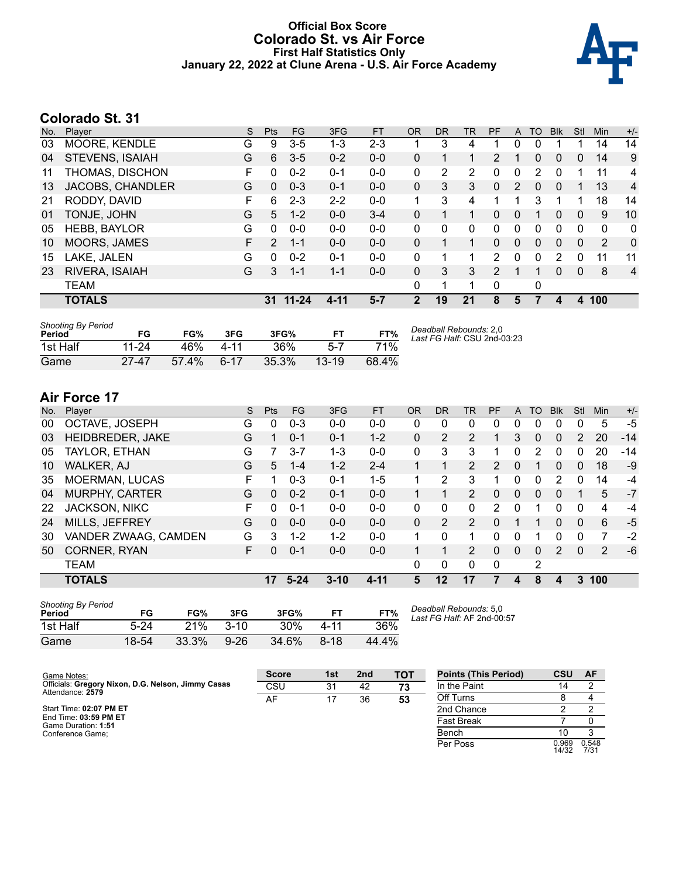# Official Box Score
## Colorado St. vs Air Force
### First Half Statistics Only
### January 22, 2022 at Clune Arena - U.S. Air Force Academy

## Colorado St. 31

| No. | Player | S | Pts | FG | 3FG | FT | OR | DR | TR | PF | A | TO | Blk | Stl | Min | +/- |
|---|---|---|---|---|---|---|---|---|---|---|---|---|---|---|---|---|
| 03 | MOORE, KENDLE | G | 9 | 3-5 | 1-3 | 2-3 | 1 | 3 | 4 | 1 | 0 | 0 | 1 | 1 | 14 | 14 |
| 04 | STEVENS, ISAIAH | G | 6 | 3-5 | 0-2 | 0-0 | 0 | 1 | 1 | 2 | 1 | 0 | 0 | 0 | 14 | 9 |
| 11 | THOMAS, DISCHON | F | 0 | 0-2 | 0-1 | 0-0 | 0 | 2 | 2 | 0 | 0 | 2 | 0 | 1 | 11 | 4 |
| 13 | JACOBS, CHANDLER | G | 0 | 0-3 | 0-1 | 0-0 | 0 | 3 | 3 | 0 | 2 | 0 | 0 | 1 | 13 | 4 |
| 21 | RODDY, DAVID | F | 6 | 2-3 | 2-2 | 0-0 | 1 | 3 | 4 | 1 | 1 | 3 | 1 | 1 | 18 | 14 |
| 01 | TONJE, JOHN | G | 5 | 1-2 | 0-0 | 3-4 | 0 | 1 | 1 | 0 | 0 | 1 | 0 | 0 | 9 | 10 |
| 05 | HEBB, BAYLOR | G | 0 | 0-0 | 0-0 | 0-0 | 0 | 0 | 0 | 0 | 0 | 0 | 0 | 0 | 0 | 0 |
| 10 | MOORS, JAMES | F | 2 | 1-1 | 0-0 | 0-0 | 0 | 1 | 1 | 0 | 0 | 0 | 0 | 0 | 2 | 0 |
| 15 | LAKE, JALEN | G | 0 | 0-2 | 0-1 | 0-0 | 0 | 1 | 1 | 2 | 0 | 0 | 2 | 0 | 11 | 11 |
| 23 | RIVERA, ISAIAH | G | 3 | 1-1 | 1-1 | 0-0 | 0 | 3 | 3 | 2 | 1 | 1 | 0 | 0 | 8 | 4 |
| | TEAM | | | | | | 0 | 1 | 1 | 0 | | 0 | | | | |
| | **TOTALS** | | **31** | **11-24** | **4-11** | **5-7** | **2** | **19** | **21** | **8** | **5** | **7** | **4** | **4** | **100** | |

| Shooting By Period Period | FG | FG% | 3FG | 3FG% | FT | FT% |
|---|---|---|---|---|---|---|
| 1st Half | 11-24 | 46% | 4-11 | 36% | 5-7 | 71% |
| Game | 27-47 | 57.4% | 6-17 | 35.3% | 13-19 | 68.4% |

*Deadball Rebounds:* 2,0
*Last FG Half:* CSU 2nd-03:23

## Air Force 17

| No. | Player | S | Pts | FG | 3FG | FT | OR | DR | TR | PF | A | TO | Blk | Stl | Min | +/- |
|---|---|---|---|---|---|---|---|---|---|---|---|---|---|---|---|---|
| 00 | OCTAVE, JOSEPH | G | 0 | 0-3 | 0-0 | 0-0 | 0 | 0 | 0 | 0 | 0 | 0 | 0 | 0 | 5 | -5 |
| 03 | HEIDBREDER, JAKE | G | 1 | 0-1 | 0-1 | 1-2 | 0 | 2 | 2 | 1 | 3 | 0 | 0 | 2 | 20 | -14 |
| 05 | TAYLOR, ETHAN | G | 7 | 3-7 | 1-3 | 0-0 | 0 | 3 | 3 | 1 | 0 | 2 | 0 | 0 | 20 | -14 |
| 10 | WALKER, AJ | G | 5 | 1-4 | 1-2 | 2-4 | 1 | 1 | 2 | 2 | 0 | 1 | 0 | 0 | 18 | -9 |
| 35 | MOERMAN, LUCAS | F | 1 | 0-3 | 0-1 | 1-5 | 1 | 2 | 3 | 1 | 0 | 0 | 2 | 0 | 14 | -4 |
| 04 | MURPHY, CARTER | G | 0 | 0-2 | 0-1 | 0-0 | 1 | 1 | 2 | 0 | 0 | 0 | 0 | 1 | 5 | -7 |
| 22 | JACKSON, NIKC | F | 0 | 0-1 | 0-0 | 0-0 | 0 | 0 | 0 | 2 | 0 | 1 | 0 | 0 | 4 | -4 |
| 24 | MILLS, JEFFREY | G | 0 | 0-0 | 0-0 | 0-0 | 0 | 2 | 2 | 0 | 1 | 1 | 0 | 0 | 6 | -5 |
| 30 | VANDER ZWAAG, CAMDEN | G | 3 | 1-2 | 1-2 | 0-0 | 1 | 0 | 1 | 0 | 0 | 1 | 0 | 0 | 7 | -2 |
| 50 | CORNER, RYAN | F | 0 | 0-1 | 0-0 | 0-0 | 1 | 1 | 2 | 0 | 0 | 0 | 2 | 0 | 2 | -6 |
| | TEAM | | | | | | 0 | 0 | 0 | 0 | | 2 | | | | |
| | **TOTALS** | | **17** | **5-24** | **3-10** | **4-11** | **5** | **12** | **17** | **7** | **4** | **8** | **4** | **3** | **100** | |

| Shooting By Period Period | FG | FG% | 3FG | 3FG% | FT | FT% |
|---|---|---|---|---|---|---|
| 1st Half | 5-24 | 21% | 3-10 | 30% | 4-11 | 36% |
| Game | 18-54 | 33.3% | 9-26 | 34.6% | 8-18 | 44.4% |

*Deadball Rebounds:* 5,0
*Last FG Half:* AF 2nd-00:57

Game Notes:
Officials: **Gregory Nixon, D.G. Nelson, Jimmy Casas**
Attendance: **2579**

Start Time: **02:07 PM ET**
End Time: **03:59 PM ET**
Game Duration: **1:51**
Conference Game;

| Score | 1st | 2nd | TOT |
|---|---|---|---|
| CSU | 31 | 42 | **73** |
| AF | 17 | 36 | **53** |

| Points (This Period) | CSU | AF |
|---|---|---|
| In the Paint | 14 | 2 |
| Off Turns | 8 | 4 |
| 2nd Chance | 2 | 2 |
| Fast Break | 7 | 0 |
| Bench | 10 | 3 |
| Per Poss | 0.969 14/32 | 0.548 7/31 |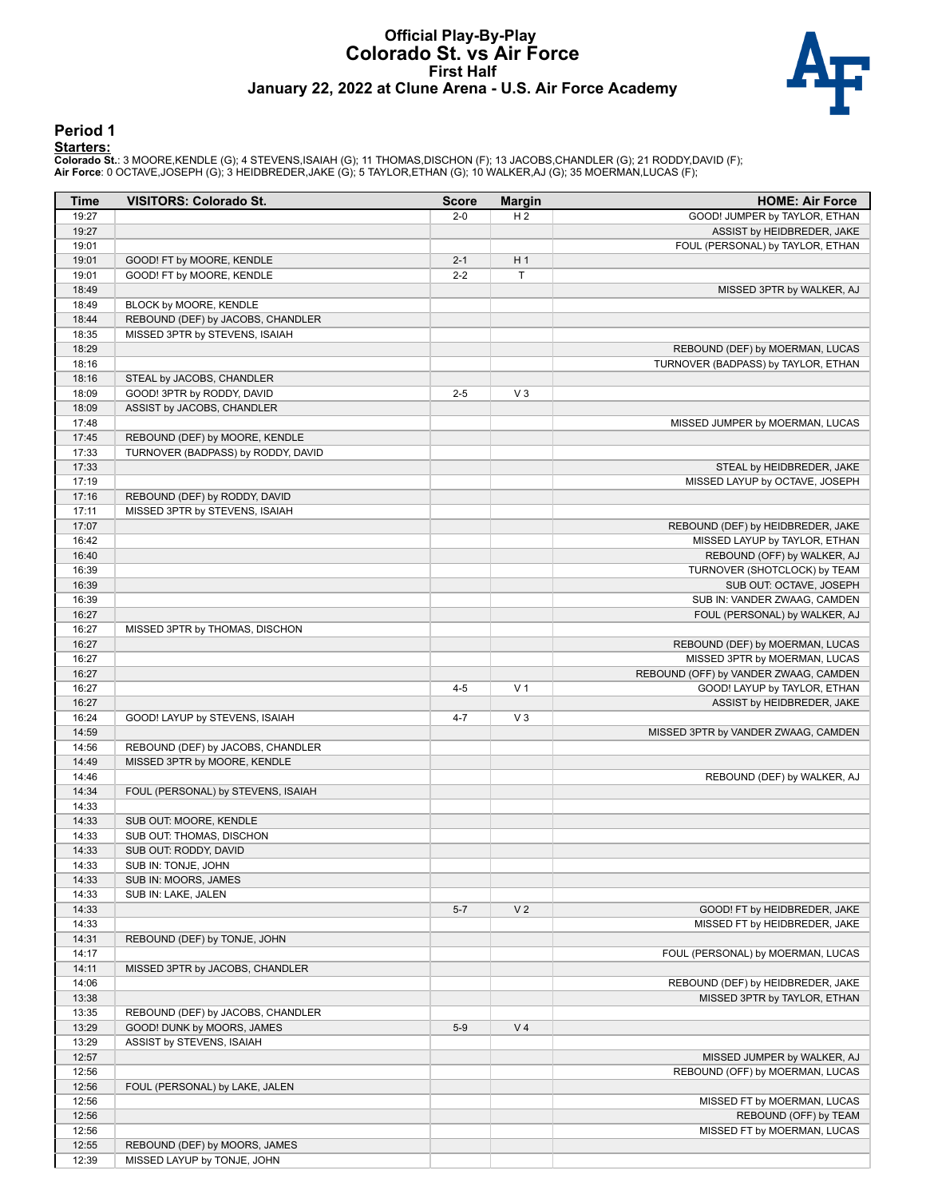# Official Play-By-Play
## Colorado St. vs Air Force
### First Half
### January 22, 2022 at Clune Arena - U.S. Air Force Academy

**Period 1**

**Starters:**

**Colorado St.**: 3 MOORE,KENDLE (G); 4 STEVENS,ISAIAH (G); 11 THOMAS,DISCHON (F); 13 JACOBS,CHANDLER (G); 21 RODDY,DAVID (F);
**Air Force**: 0 OCTAVE,JOSEPH (G); 3 HEIDBREDER,JAKE (G); 5 TAYLOR,ETHAN (G); 10 WALKER,AJ (G); 35 MOERMAN,LUCAS (F);

| Time | VISITORS: Colorado St. | Score | Margin | HOME: Air Force |
|---|---|---|---|---|
| 19:27 | | 2-0 | H 2 | GOOD! JUMPER by TAYLOR, ETHAN |
| 19:27 | | | | ASSIST by HEIDBREDER, JAKE |
| 19:01 | | | | FOUL (PERSONAL) by TAYLOR, ETHAN |
| 19:01 | GOOD! FT by MOORE, KENDLE | 2-1 | H 1 | |
| 19:01 | GOOD! FT by MOORE, KENDLE | 2-2 | T | |
| 18:49 | | | | MISSED 3PTR by WALKER, AJ |
| 18:49 | BLOCK by MOORE, KENDLE | | | |
| 18:44 | REBOUND (DEF) by JACOBS, CHANDLER | | | |
| 18:35 | MISSED 3PTR by STEVENS, ISAIAH | | | |
| 18:29 | | | | REBOUND (DEF) by MOERMAN, LUCAS |
| 18:16 | | | | TURNOVER (BADPASS) by TAYLOR, ETHAN |
| 18:16 | STEAL by JACOBS, CHANDLER | | | |
| 18:09 | GOOD! 3PTR by RODDY, DAVID | 2-5 | V 3 | |
| 18:09 | ASSIST by JACOBS, CHANDLER | | | |
| 17:48 | | | | MISSED JUMPER by MOERMAN, LUCAS |
| 17:45 | REBOUND (DEF) by MOORE, KENDLE | | | |
| 17:33 | TURNOVER (BADPASS) by RODDY, DAVID | | | |
| 17:33 | | | | STEAL by HEIDBREDER, JAKE |
| 17:19 | | | | MISSED LAYUP by OCTAVE, JOSEPH |
| 17:16 | REBOUND (DEF) by RODDY, DAVID | | | |
| 17:11 | MISSED 3PTR by STEVENS, ISAIAH | | | |
| 17:07 | | | | REBOUND (DEF) by HEIDBREDER, JAKE |
| 16:42 | | | | MISSED LAYUP by TAYLOR, ETHAN |
| 16:40 | | | | REBOUND (OFF) by WALKER, AJ |
| 16:39 | | | | TURNOVER (SHOTCLOCK) by TEAM |
| 16:39 | | | | SUB OUT: OCTAVE, JOSEPH |
| 16:39 | | | | SUB IN: VANDER ZWAAG, CAMDEN |
| 16:27 | | | | FOUL (PERSONAL) by WALKER, AJ |
| 16:27 | MISSED 3PTR by THOMAS, DISCHON | | | |
| 16:27 | | | | REBOUND (DEF) by MOERMAN, LUCAS |
| 16:27 | | | | MISSED 3PTR by MOERMAN, LUCAS |
| 16:27 | | | | REBOUND (OFF) by VANDER ZWAAG, CAMDEN |
| 16:27 | | 4-5 | V 1 | GOOD! LAYUP by TAYLOR, ETHAN |
| 16:27 | | | | ASSIST by HEIDBREDER, JAKE |
| 16:24 | GOOD! LAYUP by STEVENS, ISAIAH | 4-7 | V 3 | |
| 14:59 | | | | MISSED 3PTR by VANDER ZWAAG, CAMDEN |
| 14:56 | REBOUND (DEF) by JACOBS, CHANDLER | | | |
| 14:49 | MISSED 3PTR by MOORE, KENDLE | | | |
| 14:46 | | | | REBOUND (DEF) by WALKER, AJ |
| 14:34 | FOUL (PERSONAL) by STEVENS, ISAIAH | | | |
| 14:33 | | | | |
| 14:33 | SUB OUT: MOORE, KENDLE | | | |
| 14:33 | SUB OUT: THOMAS, DISCHON | | | |
| 14:33 | SUB OUT: RODDY, DAVID | | | |
| 14:33 | SUB IN: TONJE, JOHN | | | |
| 14:33 | SUB IN: MOORS, JAMES | | | |
| 14:33 | SUB IN: LAKE, JALEN | | | |
| 14:33 | | 5-7 | V 2 | GOOD! FT by HEIDBREDER, JAKE |
| 14:33 | | | | MISSED FT by HEIDBREDER, JAKE |
| 14:31 | REBOUND (DEF) by TONJE, JOHN | | | |
| 14:17 | | | | FOUL (PERSONAL) by MOERMAN, LUCAS |
| 14:11 | MISSED 3PTR by JACOBS, CHANDLER | | | |
| 14:06 | | | | REBOUND (DEF) by HEIDBREDER, JAKE |
| 13:38 | | | | MISSED 3PTR by TAYLOR, ETHAN |
| 13:35 | REBOUND (DEF) by JACOBS, CHANDLER | | | |
| 13:29 | GOOD! DUNK by MOORS, JAMES | 5-9 | V 4 | |
| 13:29 | ASSIST by STEVENS, ISAIAH | | | |
| 12:57 | | | | MISSED JUMPER by WALKER, AJ |
| 12:56 | | | | REBOUND (OFF) by MOERMAN, LUCAS |
| 12:56 | FOUL (PERSONAL) by LAKE, JALEN | | | |
| 12:56 | | | | MISSED FT by MOERMAN, LUCAS |
| 12:56 | | | | REBOUND (OFF) by TEAM |
| 12:56 | | | | MISSED FT by MOERMAN, LUCAS |
| 12:55 | REBOUND (DEF) by MOORS, JAMES | | | |
| 12:39 | MISSED LAYUP by TONJE, JOHN | | | |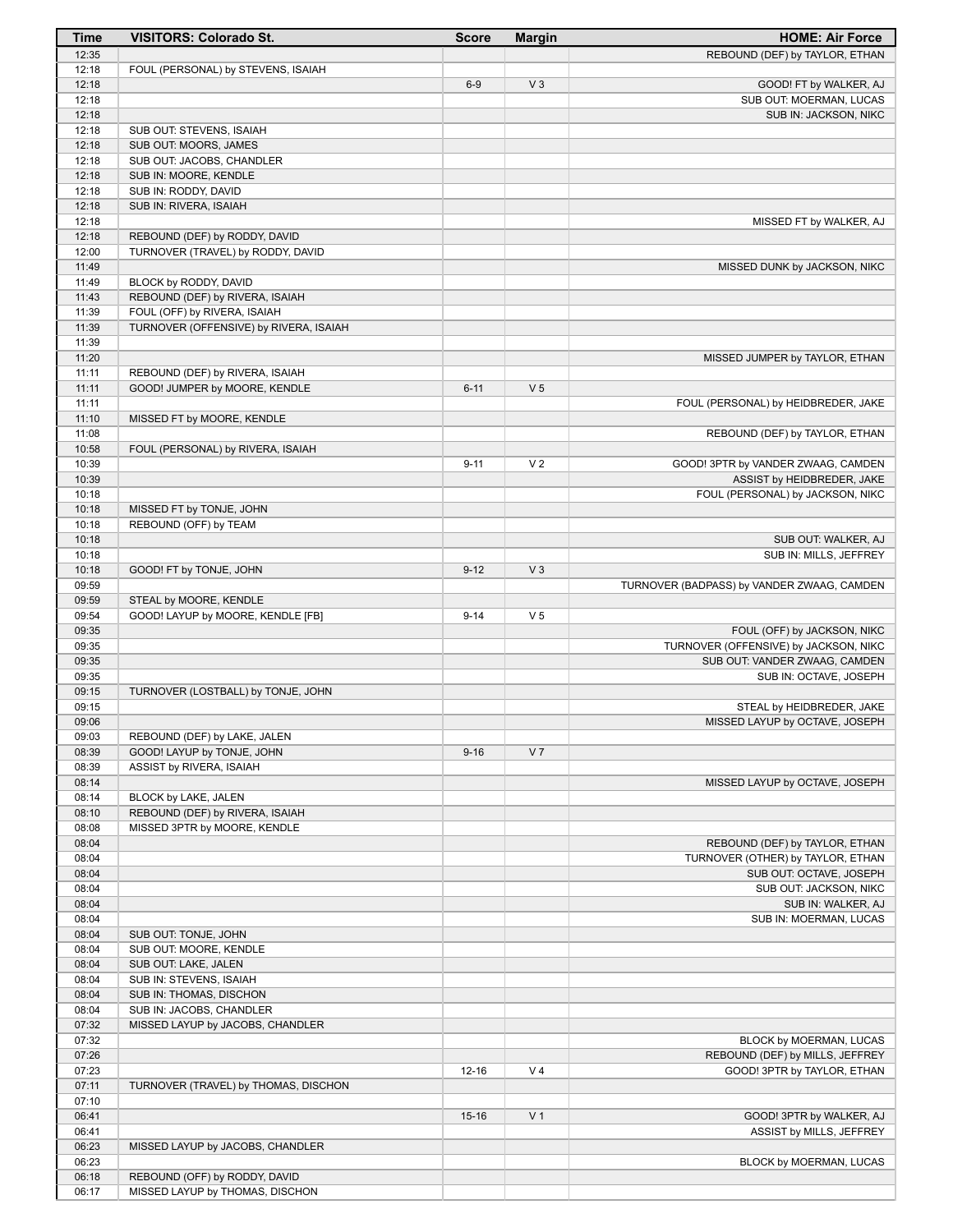| Time | VISITORS: Colorado St. | Score | Margin | HOME: Air Force |
|---|---|---|---|---|
| 12:35 | | | | REBOUND (DEF) by TAYLOR, ETHAN |
| 12:18 | FOUL (PERSONAL) by STEVENS, ISAIAH | | | |
| 12:18 | | 6-9 | V 3 | GOOD! FT by WALKER, AJ |
| 12:18 | | | | SUB OUT: MOERMAN, LUCAS |
| 12:18 | | | | SUB IN: JACKSON, NIKC |
| 12:18 | SUB OUT: STEVENS, ISAIAH | | | |
| 12:18 | SUB OUT: MOORS, JAMES | | | |
| 12:18 | SUB OUT: JACOBS, CHANDLER | | | |
| 12:18 | SUB IN: MOORE, KENDLE | | | |
| 12:18 | SUB IN: RODDY, DAVID | | | |
| 12:18 | SUB IN: RIVERA, ISAIAH | | | |
| 12:18 | | | | MISSED FT by WALKER, AJ |
| 12:18 | REBOUND (DEF) by RODDY, DAVID | | | |
| 12:00 | TURNOVER (TRAVEL) by RODDY, DAVID | | | |
| 11:49 | | | | MISSED DUNK by JACKSON, NIKC |
| 11:49 | BLOCK by RODDY, DAVID | | | |
| 11:43 | REBOUND (DEF) by RIVERA, ISAIAH | | | |
| 11:39 | FOUL (OFF) by RIVERA, ISAIAH | | | |
| 11:39 | TURNOVER (OFFENSIVE) by RIVERA, ISAIAH | | | |
| 11:39 | | | | |
| 11:20 | | | | MISSED JUMPER by TAYLOR, ETHAN |
| 11:11 | REBOUND (DEF) by RIVERA, ISAIAH | | | |
| 11:11 | GOOD! JUMPER by MOORE, KENDLE | 6-11 | V 5 | |
| 11:11 | | | | FOUL (PERSONAL) by HEIDBREDER, JAKE |
| 11:10 | MISSED FT by MOORE, KENDLE | | | |
| 11:08 | | | | REBOUND (DEF) by TAYLOR, ETHAN |
| 10:58 | FOUL (PERSONAL) by RIVERA, ISAIAH | | | |
| 10:39 | | 9-11 | V 2 | GOOD! 3PTR by VANDER ZWAAG, CAMDEN |
| 10:39 | | | | ASSIST by HEIDBREDER, JAKE |
| 10:18 | | | | FOUL (PERSONAL) by JACKSON, NIKC |
| 10:18 | MISSED FT by TONJE, JOHN | | | |
| 10:18 | REBOUND (OFF) by TEAM | | | |
| 10:18 | | | | SUB OUT: WALKER, AJ |
| 10:18 | | | | SUB IN: MILLS, JEFFREY |
| 10:18 | GOOD! FT by TONJE, JOHN | 9-12 | V 3 | |
| 09:59 | | | | TURNOVER (BADPASS) by VANDER ZWAAG, CAMDEN |
| 09:59 | STEAL by MOORE, KENDLE | | | |
| 09:54 | GOOD! LAYUP by MOORE, KENDLE [FB] | 9-14 | V 5 | |
| 09:35 | | | | FOUL (OFF) by JACKSON, NIKC |
| 09:35 | | | | TURNOVER (OFFENSIVE) by JACKSON, NIKC |
| 09:35 | | | | SUB OUT: VANDER ZWAAG, CAMDEN |
| 09:35 | | | | SUB IN: OCTAVE, JOSEPH |
| 09:15 | TURNOVER (LOSTBALL) by TONJE, JOHN | | | |
| 09:15 | | | | STEAL by HEIDBREDER, JAKE |
| 09:06 | | | | MISSED LAYUP by OCTAVE, JOSEPH |
| 09:03 | REBOUND (DEF) by LAKE, JALEN | | | |
| 08:39 | GOOD! LAYUP by TONJE, JOHN | 9-16 | V 7 | |
| 08:39 | ASSIST by RIVERA, ISAIAH | | | |
| 08:14 | | | | MISSED LAYUP by OCTAVE, JOSEPH |
| 08:14 | BLOCK by LAKE, JALEN | | | |
| 08:10 | REBOUND (DEF) by RIVERA, ISAIAH | | | |
| 08:08 | MISSED 3PTR by MOORE, KENDLE | | | |
| 08:04 | | | | REBOUND (DEF) by TAYLOR, ETHAN |
| 08:04 | | | | TURNOVER (OTHER) by TAYLOR, ETHAN |
| 08:04 | | | | SUB OUT: OCTAVE, JOSEPH |
| 08:04 | | | | SUB OUT: JACKSON, NIKC |
| 08:04 | | | | SUB IN: WALKER, AJ |
| 08:04 | | | | SUB IN: MOERMAN, LUCAS |
| 08:04 | SUB OUT: TONJE, JOHN | | | |
| 08:04 | SUB OUT: MOORE, KENDLE | | | |
| 08:04 | SUB OUT: LAKE, JALEN | | | |
| 08:04 | SUB IN: STEVENS, ISAIAH | | | |
| 08:04 | SUB IN: THOMAS, DISCHON | | | |
| 08:04 | SUB IN: JACOBS, CHANDLER | | | |
| 07:32 | MISSED LAYUP by JACOBS, CHANDLER | | | |
| 07:32 | | | | BLOCK by MOERMAN, LUCAS |
| 07:26 | | | | REBOUND (DEF) by MILLS, JEFFREY |
| 07:23 | | 12-16 | V 4 | GOOD! 3PTR by TAYLOR, ETHAN |
| 07:11 | TURNOVER (TRAVEL) by THOMAS, DISCHON | | | |
| 07:10 | | | | |
| 06:41 | | 15-16 | V 1 | GOOD! 3PTR by WALKER, AJ |
| 06:41 | | | | ASSIST by MILLS, JEFFREY |
| 06:23 | MISSED LAYUP by JACOBS, CHANDLER | | | |
| 06:23 | | | | BLOCK by MOERMAN, LUCAS |
| 06:18 | REBOUND (OFF) by RODDY, DAVID | | | |
| 06:17 | MISSED LAYUP by THOMAS, DISCHON | | | |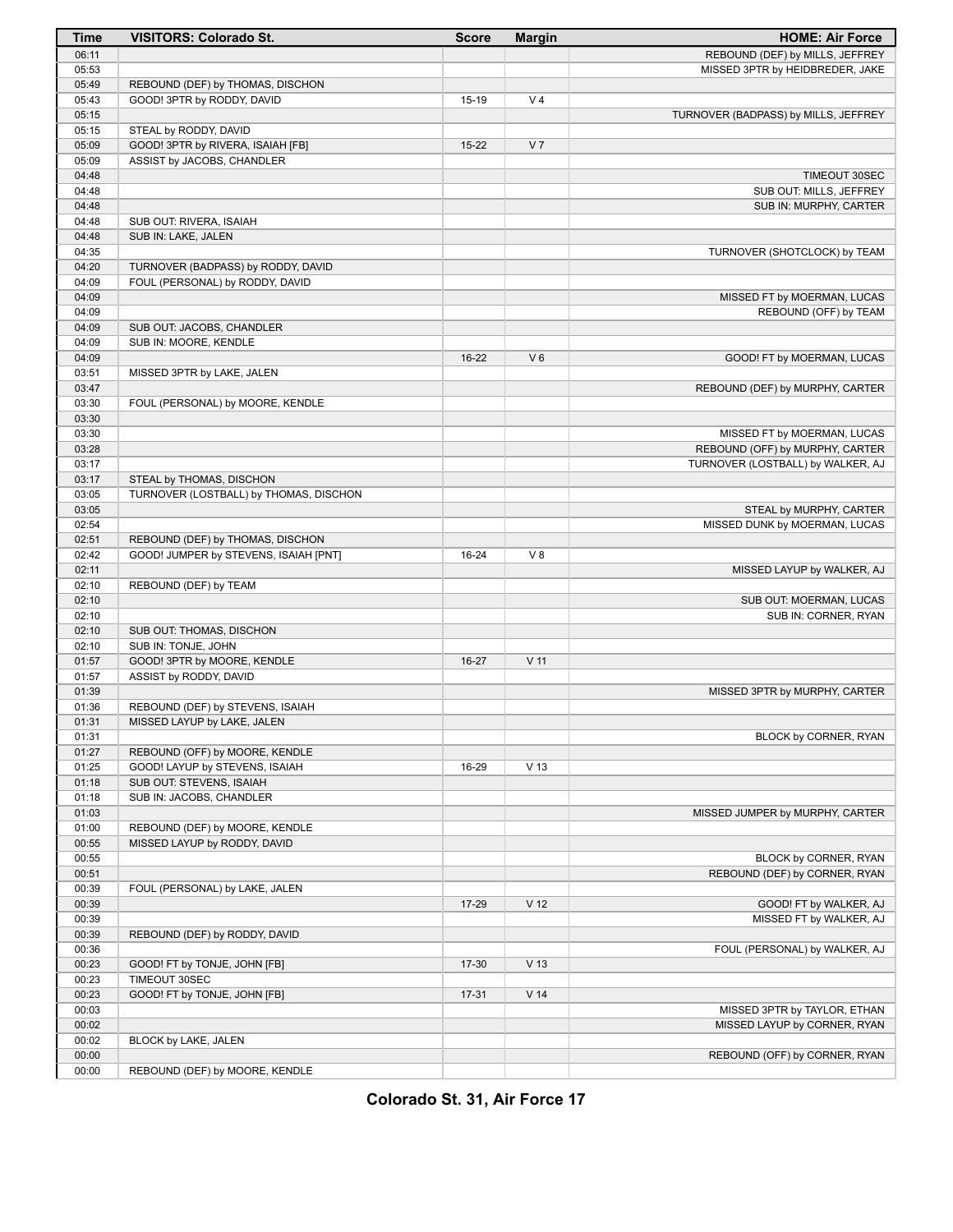| Time | VISITORS: Colorado St. | Score | Margin | HOME: Air Force |
|---|---|---|---|---|
| 06:11 | | | | REBOUND (DEF) by MILLS, JEFFREY |
| 05:53 | | | | MISSED 3PTR by HEIDBREDER, JAKE |
| 05:49 | REBOUND (DEF) by THOMAS, DISCHON | | | |
| 05:43 | GOOD! 3PTR by RODDY, DAVID | 15-19 | V 4 | |
| 05:15 | | | | TURNOVER (BADPASS) by MILLS, JEFFREY |
| 05:15 | STEAL by RODDY, DAVID | | | |
| 05:09 | GOOD! 3PTR by RIVERA, ISAIAH [FB] | 15-22 | V 7 | |
| 05:09 | ASSIST by JACOBS, CHANDLER | | | |
| 04:48 | | | | TIMEOUT 30SEC |
| 04:48 | | | | SUB OUT: MILLS, JEFFREY |
| 04:48 | | | | SUB IN: MURPHY, CARTER |
| 04:48 | SUB OUT: RIVERA, ISAIAH | | | |
| 04:48 | SUB IN: LAKE, JALEN | | | |
| 04:35 | | | | TURNOVER (SHOTCLOCK) by TEAM |
| 04:20 | TURNOVER (BADPASS) by RODDY, DAVID | | | |
| 04:09 | FOUL (PERSONAL) by RODDY, DAVID | | | |
| 04:09 | | | | MISSED FT by MOERMAN, LUCAS |
| 04:09 | | | | REBOUND (OFF) by TEAM |
| 04:09 | SUB OUT: JACOBS, CHANDLER | | | |
| 04:09 | SUB IN: MOORE, KENDLE | | | |
| 04:09 | | 16-22 | V 6 | GOOD! FT by MOERMAN, LUCAS |
| 03:51 | MISSED 3PTR by LAKE, JALEN | | | |
| 03:47 | | | | REBOUND (DEF) by MURPHY, CARTER |
| 03:30 | FOUL (PERSONAL) by MOORE, KENDLE | | | |
| 03:30 | | | | |
| 03:30 | | | | MISSED FT by MOERMAN, LUCAS |
| 03:28 | | | | REBOUND (OFF) by MURPHY, CARTER |
| 03:17 | | | | TURNOVER (LOSTBALL) by WALKER, AJ |
| 03:17 | STEAL by THOMAS, DISCHON | | | |
| 03:05 | TURNOVER (LOSTBALL) by THOMAS, DISCHON | | | |
| 03:05 | | | | STEAL by MURPHY, CARTER |
| 02:54 | | | | MISSED DUNK by MOERMAN, LUCAS |
| 02:51 | REBOUND (DEF) by THOMAS, DISCHON | | | |
| 02:42 | GOOD! JUMPER by STEVENS, ISAIAH [PNT] | 16-24 | V 8 | |
| 02:11 | | | | MISSED LAYUP by WALKER, AJ |
| 02:10 | REBOUND (DEF) by TEAM | | | |
| 02:10 | | | | SUB OUT: MOERMAN, LUCAS |
| 02:10 | | | | SUB IN: CORNER, RYAN |
| 02:10 | SUB OUT: THOMAS, DISCHON | | | |
| 02:10 | SUB IN: TONJE, JOHN | | | |
| 01:57 | GOOD! 3PTR by MOORE, KENDLE | 16-27 | V 11 | |
| 01:57 | ASSIST by RODDY, DAVID | | | |
| 01:39 | | | | MISSED 3PTR by MURPHY, CARTER |
| 01:36 | REBOUND (DEF) by STEVENS, ISAIAH | | | |
| 01:31 | MISSED LAYUP by LAKE, JALEN | | | |
| 01:31 | | | | BLOCK by CORNER, RYAN |
| 01:27 | REBOUND (OFF) by MOORE, KENDLE | | | |
| 01:25 | GOOD! LAYUP by STEVENS, ISAIAH | 16-29 | V 13 | |
| 01:18 | SUB OUT: STEVENS, ISAIAH | | | |
| 01:18 | SUB IN: JACOBS, CHANDLER | | | |
| 01:03 | | | | MISSED JUMPER by MURPHY, CARTER |
| 01:00 | REBOUND (DEF) by MOORE, KENDLE | | | |
| 00:55 | MISSED LAYUP by RODDY, DAVID | | | |
| 00:55 | | | | BLOCK by CORNER, RYAN |
| 00:51 | | | | REBOUND (DEF) by CORNER, RYAN |
| 00:39 | FOUL (PERSONAL) by LAKE, JALEN | | | |
| 00:39 | | 17-29 | V 12 | GOOD! FT by WALKER, AJ |
| 00:39 | | | | MISSED FT by WALKER, AJ |
| 00:39 | REBOUND (DEF) by RODDY, DAVID | | | |
| 00:36 | | | | FOUL (PERSONAL) by WALKER, AJ |
| 00:23 | GOOD! FT by TONJE, JOHN [FB] | 17-30 | V 13 | |
| 00:23 | TIMEOUT 30SEC | | | |
| 00:23 | GOOD! FT by TONJE, JOHN [FB] | 17-31 | V 14 | |
| 00:03 | | | | MISSED 3PTR by TAYLOR, ETHAN |
| 00:02 | | | | MISSED LAYUP by CORNER, RYAN |
| 00:02 | BLOCK by LAKE, JALEN | | | |
| 00:00 | | | | REBOUND (OFF) by CORNER, RYAN |
| 00:00 | REBOUND (DEF) by MOORE, KENDLE | | | |

**Colorado St. 31, Air Force 17**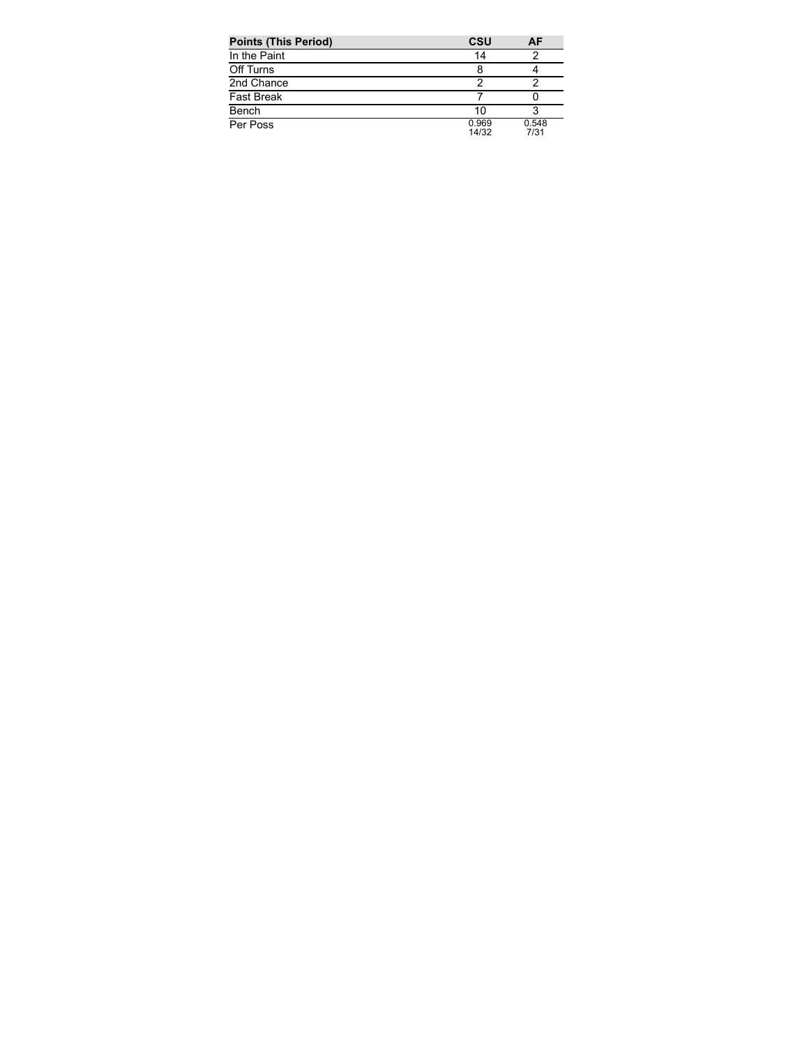| Points (This Period) | CSU | AF |
| --- | --- | --- |
| In the Paint | 14 | 2 |
| Off Turns | 8 | 4 |
| 2nd Chance | 2 | 2 |
| Fast Break | 7 | 0 |
| Bench | 10 | 3 |
| Per Poss | 0.969 14/32 | 0.548 7/31 |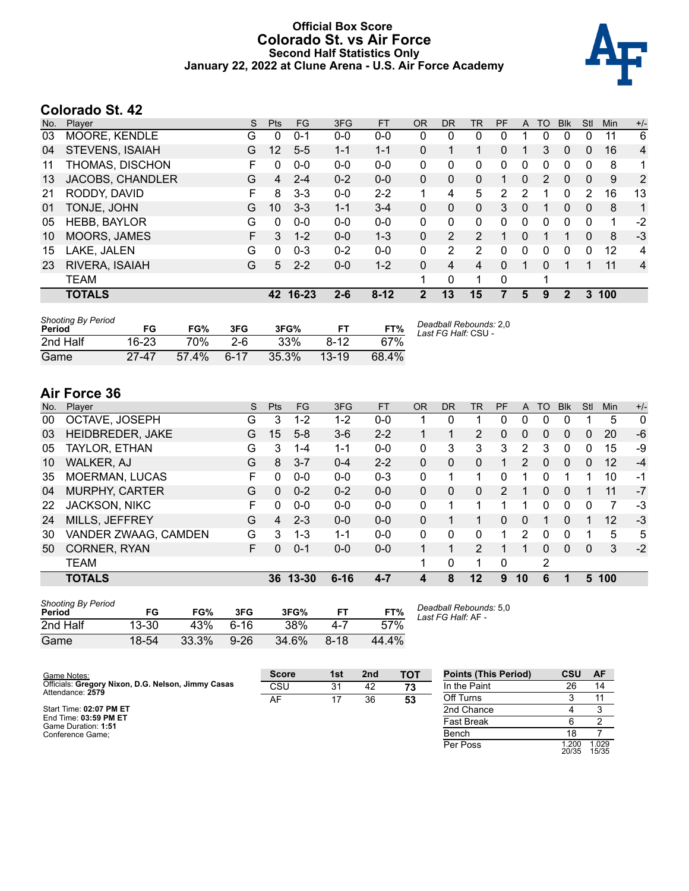# Official Box Score
## Colorado St. vs Air Force
### Second Half Statistics Only
### January 22, 2022 at Clune Arena - U.S. Air Force Academy

## Colorado St. 42

| No. | Player | S | Pts | FG | 3FG | FT | OR | DR | TR | PF | A | TO | Blk | Stl | Min | +/- |
|---|---|---|---|---|---|---|---|---|---|---|---|---|---|---|---|---|
| 03 | MOORE, KENDLE | G | 0 | 0-1 | 0-0 | 0-0 | 0 | 0 | 0 | 0 | 1 | 0 | 0 | 0 | 11 | 6 |
| 04 | STEVENS, ISAIAH | G | 12 | 5-5 | 1-1 | 1-1 | 0 | 1 | 1 | 0 | 1 | 3 | 0 | 0 | 16 | 4 |
| 11 | THOMAS, DISCHON | F | 0 | 0-0 | 0-0 | 0-0 | 0 | 0 | 0 | 0 | 0 | 0 | 0 | 0 | 8 | 1 |
| 13 | JACOBS, CHANDLER | G | 4 | 2-4 | 0-2 | 0-0 | 0 | 0 | 0 | 1 | 0 | 2 | 0 | 0 | 9 | 2 |
| 21 | RODDY, DAVID | F | 8 | 3-3 | 0-0 | 2-2 | 1 | 4 | 5 | 2 | 2 | 1 | 0 | 2 | 16 | 13 |
| 01 | TONJE, JOHN | G | 10 | 3-3 | 1-1 | 3-4 | 0 | 0 | 0 | 3 | 0 | 1 | 0 | 0 | 8 | 1 |
| 05 | HEBB, BAYLOR | G | 0 | 0-0 | 0-0 | 0-0 | 0 | 0 | 0 | 0 | 0 | 0 | 0 | 0 | 1 | -2 |
| 10 | MOORS, JAMES | F | 3 | 1-2 | 0-0 | 1-3 | 0 | 2 | 2 | 1 | 0 | 1 | 1 | 0 | 8 | -3 |
| 15 | LAKE, JALEN | G | 0 | 0-3 | 0-2 | 0-0 | 0 | 2 | 2 | 0 | 0 | 0 | 0 | 0 | 12 | 4 |
| 23 | RIVERA, ISAIAH | G | 5 | 2-2 | 0-0 | 1-2 | 0 | 4 | 4 | 0 | 1 | 0 | 1 | 1 | 11 | 4 |
| | TEAM | | | | | | 1 | 0 | 1 | 0 | | 1 | | | | |
| | **TOTALS** | | **42** | **16-23** | **2-6** | **8-12** | **2** | **13** | **15** | **7** | **5** | **9** | **2** | **3** | **100** | |

*Shooting By Period*

| Period | FG | FG% | 3FG | 3FG% | FT | FT% |
|---|---|---|---|---|---|---|
| 2nd Half | 16-23 | 70% | 2-6 | 33% | 8-12 | 67% |
| Game | 27-47 | 57.4% | 6-17 | 35.3% | 13-19 | 68.4% |

*Deadball Rebounds:* 2,0
*Last FG Half:* CSU -

## Air Force 36

| No. | Player | S | Pts | FG | 3FG | FT | OR | DR | TR | PF | A | TO | Blk | Stl | Min | +/- |
|---|---|---|---|---|---|---|---|---|---|---|---|---|---|---|---|---|
| 00 | OCTAVE, JOSEPH | G | 3 | 1-2 | 1-2 | 0-0 | 1 | 0 | 1 | 0 | 0 | 0 | 0 | 1 | 5 | 0 |
| 03 | HEIDBREDER, JAKE | G | 15 | 5-8 | 3-6 | 2-2 | 1 | 1 | 2 | 0 | 0 | 0 | 0 | 0 | 20 | -6 |
| 05 | TAYLOR, ETHAN | G | 3 | 1-4 | 1-1 | 0-0 | 0 | 3 | 3 | 3 | 2 | 3 | 0 | 0 | 15 | -9 |
| 10 | WALKER, AJ | G | 8 | 3-7 | 0-4 | 2-2 | 0 | 0 | 0 | 1 | 2 | 0 | 0 | 0 | 12 | -4 |
| 35 | MOERMAN, LUCAS | F | 0 | 0-0 | 0-0 | 0-3 | 0 | 1 | 1 | 0 | 1 | 0 | 1 | 1 | 10 | -1 |
| 04 | MURPHY, CARTER | G | 0 | 0-2 | 0-2 | 0-0 | 0 | 0 | 0 | 2 | 1 | 0 | 0 | 1 | 11 | -7 |
| 22 | JACKSON, NIKC | F | 0 | 0-0 | 0-0 | 0-0 | 0 | 1 | 1 | 1 | 1 | 0 | 0 | 0 | 7 | -3 |
| 24 | MILLS, JEFFREY | G | 4 | 2-3 | 0-0 | 0-0 | 0 | 1 | 1 | 0 | 0 | 1 | 0 | 1 | 12 | -3 |
| 30 | VANDER ZWAAG, CAMDEN | G | 3 | 1-3 | 1-1 | 0-0 | 0 | 0 | 0 | 1 | 2 | 0 | 0 | 1 | 5 | 5 |
| 50 | CORNER, RYAN | F | 0 | 0-1 | 0-0 | 0-0 | 1 | 1 | 2 | 1 | 1 | 0 | 0 | 0 | 3 | -2 |
| | TEAM | | | | | | 1 | 0 | 1 | 0 | | 2 | | | | |
| | **TOTALS** | | **36** | **13-30** | **6-16** | **4-7** | **4** | **8** | **12** | **9** | **10** | **6** | **1** | **5** | **100** | |

*Shooting By Period*

| Period | FG | FG% | 3FG | 3FG% | FT | FT% |
|---|---|---|---|---|---|---|
| 2nd Half | 13-30 | 43% | 6-16 | 38% | 4-7 | 57% |
| Game | 18-54 | 33.3% | 9-26 | 34.6% | 8-18 | 44.4% |

*Deadball Rebounds:* 5,0
*Last FG Half:* AF -

Game Notes:
Officials: **Gregory Nixon, D.G. Nelson, Jimmy Casas**
Attendance: **2579**

Start Time: **02:07 PM ET**
End Time: **03:59 PM ET**
Game Duration: **1:51**
Conference Game;

| Score | 1st | 2nd | TOT |
|---|---|---|---|
| CSU | 31 | 42 | **73** |
| AF | 17 | 36 | **53** |

| Points (This Period) | CSU | AF |
|---|---|---|
| In the Paint | 26 | 14 |
| Off Turns | 3 | 11 |
| 2nd Chance | 4 | 3 |
| Fast Break | 6 | 2 |
| Bench | 18 | 7 |
| Per Poss | 1.200 20/35 | 1.029 15/35 |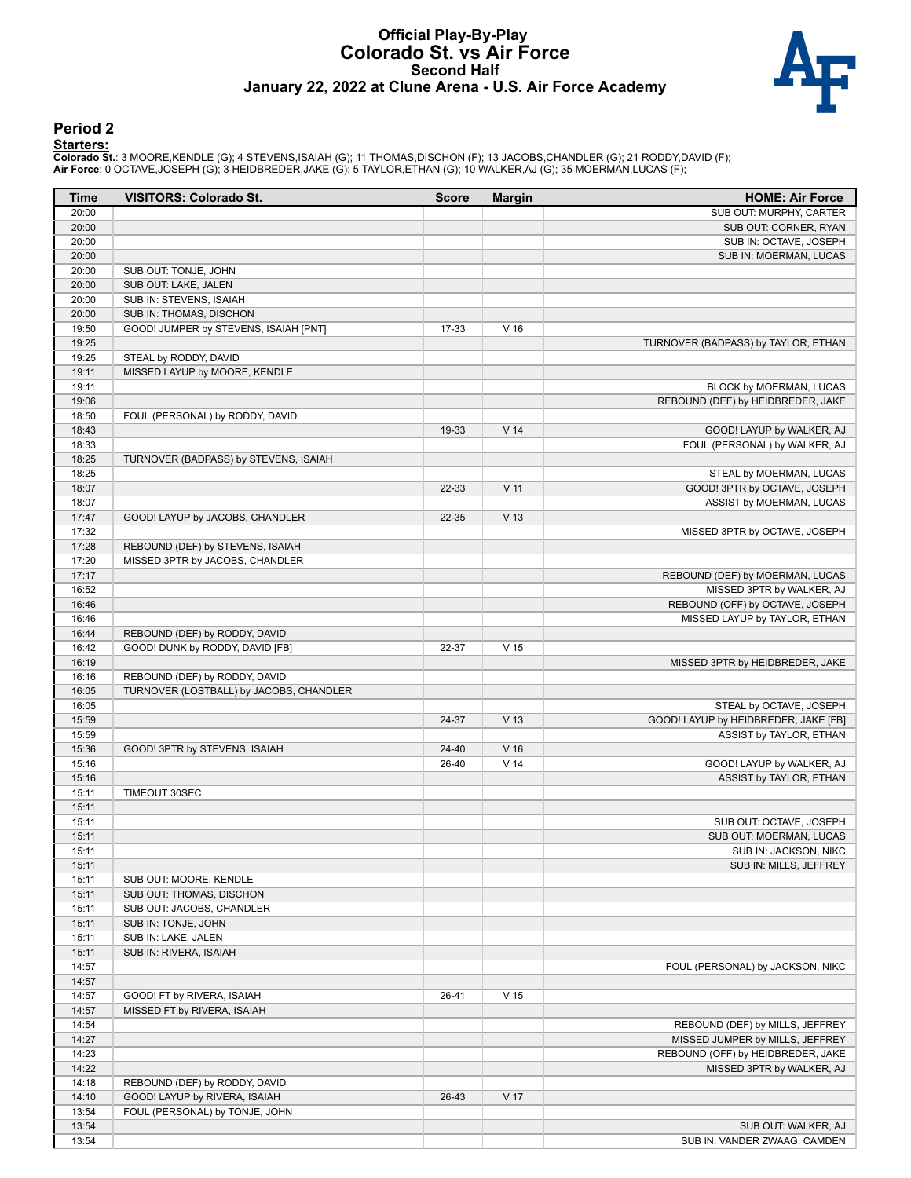# Official Play-By-Play
## Colorado St. vs Air Force
### Second Half
### January 22, 2022 at Clune Arena - U.S. Air Force Academy

## Period 2

**Starters:**

**Colorado St.**: 3 MOORE,KENDLE (G); 4 STEVENS,ISAIAH (G); 11 THOMAS,DISCHON (F); 13 JACOBS,CHANDLER (G); 21 RODDY,DAVID (F);
**Air Force**: 0 OCTAVE,JOSEPH (G); 3 HEIDBREDER,JAKE (G); 5 TAYLOR,ETHAN (G); 10 WALKER,AJ (G); 35 MOERMAN,LUCAS (F);

| Time | VISITORS: Colorado St. | Score | Margin | HOME: Air Force |
|---|---|---|---|---|
| 20:00 | | | | SUB OUT: MURPHY, CARTER |
| 20:00 | | | | SUB OUT: CORNER, RYAN |
| 20:00 | | | | SUB IN: OCTAVE, JOSEPH |
| 20:00 | | | | SUB IN: MOERMAN, LUCAS |
| 20:00 | SUB OUT: TONJE, JOHN | | | |
| 20:00 | SUB OUT: LAKE, JALEN | | | |
| 20:00 | SUB IN: STEVENS, ISAIAH | | | |
| 20:00 | SUB IN: THOMAS, DISCHON | | | |
| 19:50 | GOOD! JUMPER by STEVENS, ISAIAH [PNT] | 17-33 | V 16 | |
| 19:25 | | | | TURNOVER (BADPASS) by TAYLOR, ETHAN |
| 19:25 | STEAL by RODDY, DAVID | | | |
| 19:11 | MISSED LAYUP by MOORE, KENDLE | | | |
| 19:11 | | | | BLOCK by MOERMAN, LUCAS |
| 19:06 | | | | REBOUND (DEF) by HEIDBREDER, JAKE |
| 18:50 | FOUL (PERSONAL) by RODDY, DAVID | | | |
| 18:43 | | 19-33 | V 14 | GOOD! LAYUP by WALKER, AJ |
| 18:33 | | | | FOUL (PERSONAL) by WALKER, AJ |
| 18:25 | TURNOVER (BADPASS) by STEVENS, ISAIAH | | | |
| 18:25 | | | | STEAL by MOERMAN, LUCAS |
| 18:07 | | 22-33 | V 11 | GOOD! 3PTR by OCTAVE, JOSEPH |
| 18:07 | | | | ASSIST by MOERMAN, LUCAS |
| 17:47 | GOOD! LAYUP by JACOBS, CHANDLER | 22-35 | V 13 | |
| 17:32 | | | | MISSED 3PTR by OCTAVE, JOSEPH |
| 17:28 | REBOUND (DEF) by STEVENS, ISAIAH | | | |
| 17:20 | MISSED 3PTR by JACOBS, CHANDLER | | | |
| 17:17 | | | | REBOUND (DEF) by MOERMAN, LUCAS |
| 16:52 | | | | MISSED 3PTR by WALKER, AJ |
| 16:46 | | | | REBOUND (OFF) by OCTAVE, JOSEPH |
| 16:46 | | | | MISSED LAYUP by TAYLOR, ETHAN |
| 16:44 | REBOUND (DEF) by RODDY, DAVID | | | |
| 16:42 | GOOD! DUNK by RODDY, DAVID [FB] | 22-37 | V 15 | |
| 16:19 | | | | MISSED 3PTR by HEIDBREDER, JAKE |
| 16:16 | REBOUND (DEF) by RODDY, DAVID | | | |
| 16:05 | TURNOVER (LOSTBALL) by JACOBS, CHANDLER | | | |
| 16:05 | | | | STEAL by OCTAVE, JOSEPH |
| 15:59 | | 24-37 | V 13 | GOOD! LAYUP by HEIDBREDER, JAKE [FB] |
| 15:59 | | | | ASSIST by TAYLOR, ETHAN |
| 15:36 | GOOD! 3PTR by STEVENS, ISAIAH | 24-40 | V 16 | |
| 15:16 | | 26-40 | V 14 | GOOD! LAYUP by WALKER, AJ |
| 15:16 | | | | ASSIST by TAYLOR, ETHAN |
| 15:11 | TIMEOUT 30SEC | | | |
| 15:11 | | | | |
| 15:11 | | | | SUB OUT: OCTAVE, JOSEPH |
| 15:11 | | | | SUB OUT: MOERMAN, LUCAS |
| 15:11 | | | | SUB IN: JACKSON, NIKC |
| 15:11 | | | | SUB IN: MILLS, JEFFREY |
| 15:11 | SUB OUT: MOORE, KENDLE | | | |
| 15:11 | SUB OUT: THOMAS, DISCHON | | | |
| 15:11 | SUB OUT: JACOBS, CHANDLER | | | |
| 15:11 | SUB IN: TONJE, JOHN | | | |
| 15:11 | SUB IN: LAKE, JALEN | | | |
| 15:11 | SUB IN: RIVERA, ISAIAH | | | |
| 14:57 | | | | FOUL (PERSONAL) by JACKSON, NIKC |
| 14:57 | | | | |
| 14:57 | GOOD! FT by RIVERA, ISAIAH | 26-41 | V 15 | |
| 14:57 | MISSED FT by RIVERA, ISAIAH | | | |
| 14:54 | | | | REBOUND (DEF) by MILLS, JEFFREY |
| 14:27 | | | | MISSED JUMPER by MILLS, JEFFREY |
| 14:23 | | | | REBOUND (OFF) by HEIDBREDER, JAKE |
| 14:22 | | | | MISSED 3PTR by WALKER, AJ |
| 14:18 | REBOUND (DEF) by RODDY, DAVID | | | |
| 14:10 | GOOD! LAYUP by RIVERA, ISAIAH | 26-43 | V 17 | |
| 13:54 | FOUL (PERSONAL) by TONJE, JOHN | | | |
| 13:54 | | | | SUB OUT: WALKER, AJ |
| 13:54 | | | | SUB IN: VANDER ZWAAG, CAMDEN |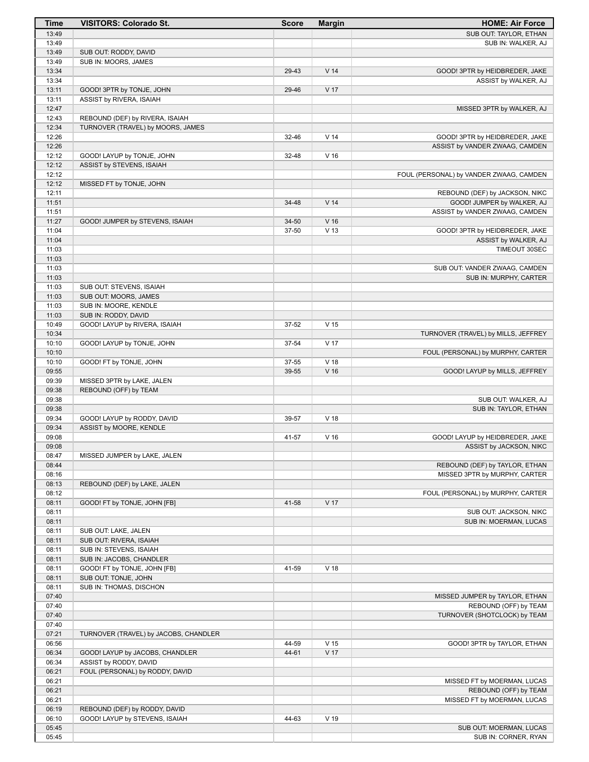| Time | VISITORS: Colorado St. | Score | Margin | HOME: Air Force |
|---|---|---|---|---|
| 13:49 | | | | SUB OUT: TAYLOR, ETHAN |
| 13:49 | | | | SUB IN: WALKER, AJ |
| 13:49 | SUB OUT: RODDY, DAVID | | | |
| 13:49 | SUB IN: MOORS, JAMES | | | |
| 13:34 | | 29-43 | V 14 | GOOD! 3PTR by HEIDBREDER, JAKE |
| 13:34 | | | | ASSIST by WALKER, AJ |
| 13:11 | GOOD! 3PTR by TONJE, JOHN | 29-46 | V 17 | |
| 13:11 | ASSIST by RIVERA, ISAIAH | | | |
| 12:47 | | | | MISSED 3PTR by WALKER, AJ |
| 12:43 | REBOUND (DEF) by RIVERA, ISAIAH | | | |
| 12:34 | TURNOVER (TRAVEL) by MOORS, JAMES | | | |
| 12:26 | | 32-46 | V 14 | GOOD! 3PTR by HEIDBREDER, JAKE |
| 12:26 | | | | ASSIST by VANDER ZWAAG, CAMDEN |
| 12:12 | GOOD! LAYUP by TONJE, JOHN | 32-48 | V 16 | |
| 12:12 | ASSIST by STEVENS, ISAIAH | | | |
| 12:12 | | | | FOUL (PERSONAL) by VANDER ZWAAG, CAMDEN |
| 12:12 | MISSED FT by TONJE, JOHN | | | |
| 12:11 | | | | REBOUND (DEF) by JACKSON, NIKC |
| 11:51 | | 34-48 | V 14 | GOOD! JUMPER by WALKER, AJ |
| 11:51 | | | | ASSIST by VANDER ZWAAG, CAMDEN |
| 11:27 | GOOD! JUMPER by STEVENS, ISAIAH | 34-50 | V 16 | |
| 11:04 | | 37-50 | V 13 | GOOD! 3PTR by HEIDBREDER, JAKE |
| 11:04 | | | | ASSIST by WALKER, AJ |
| 11:03 | | | | TIMEOUT 30SEC |
| 11:03 | | | | |
| 11:03 | | | | SUB OUT: VANDER ZWAAG, CAMDEN |
| 11:03 | | | | SUB IN: MURPHY, CARTER |
| 11:03 | SUB OUT: STEVENS, ISAIAH | | | |
| 11:03 | SUB OUT: MOORS, JAMES | | | |
| 11:03 | SUB IN: MOORE, KENDLE | | | |
| 11:03 | SUB IN: RODDY, DAVID | | | |
| 10:49 | GOOD! LAYUP by RIVERA, ISAIAH | 37-52 | V 15 | |
| 10:34 | | | | TURNOVER (TRAVEL) by MILLS, JEFFREY |
| 10:10 | GOOD! LAYUP by TONJE, JOHN | 37-54 | V 17 | |
| 10:10 | | | | FOUL (PERSONAL) by MURPHY, CARTER |
| 10:10 | GOOD! FT by TONJE, JOHN | 37-55 | V 18 | |
| 09:55 | | 39-55 | V 16 | GOOD! LAYUP by MILLS, JEFFREY |
| 09:39 | MISSED 3PTR by LAKE, JALEN | | | |
| 09:38 | REBOUND (OFF) by TEAM | | | |
| 09:38 | | | | SUB OUT: WALKER, AJ |
| 09:38 | | | | SUB IN: TAYLOR, ETHAN |
| 09:34 | GOOD! LAYUP by RODDY, DAVID | 39-57 | V 18 | |
| 09:34 | ASSIST by MOORE, KENDLE | | | |
| 09:08 | | 41-57 | V 16 | GOOD! LAYUP by HEIDBREDER, JAKE |
| 09:08 | | | | ASSIST by JACKSON, NIKC |
| 08:47 | MISSED JUMPER by LAKE, JALEN | | | |
| 08:44 | | | | REBOUND (DEF) by TAYLOR, ETHAN |
| 08:16 | | | | MISSED 3PTR by MURPHY, CARTER |
| 08:13 | REBOUND (DEF) by LAKE, JALEN | | | |
| 08:12 | | | | FOUL (PERSONAL) by MURPHY, CARTER |
| 08:11 | GOOD! FT by TONJE, JOHN [FB] | 41-58 | V 17 | |
| 08:11 | | | | SUB OUT: JACKSON, NIKC |
| 08:11 | | | | SUB IN: MOERMAN, LUCAS |
| 08:11 | SUB OUT: LAKE, JALEN | | | |
| 08:11 | SUB OUT: RIVERA, ISAIAH | | | |
| 08:11 | SUB IN: STEVENS, ISAIAH | | | |
| 08:11 | SUB IN: JACOBS, CHANDLER | | | |
| 08:11 | GOOD! FT by TONJE, JOHN [FB] | 41-59 | V 18 | |
| 08:11 | SUB OUT: TONJE, JOHN | | | |
| 08:11 | SUB IN: THOMAS, DISCHON | | | |
| 07:40 | | | | MISSED JUMPER by TAYLOR, ETHAN |
| 07:40 | | | | REBOUND (OFF) by TEAM |
| 07:40 | | | | TURNOVER (SHOTCLOCK) by TEAM |
| 07:40 | | | | |
| 07:21 | TURNOVER (TRAVEL) by JACOBS, CHANDLER | | | |
| 06:56 | | 44-59 | V 15 | GOOD! 3PTR by TAYLOR, ETHAN |
| 06:34 | GOOD! LAYUP by JACOBS, CHANDLER | 44-61 | V 17 | |
| 06:34 | ASSIST by RODDY, DAVID | | | |
| 06:21 | FOUL (PERSONAL) by RODDY, DAVID | | | |
| 06:21 | | | | MISSED FT by MOERMAN, LUCAS |
| 06:21 | | | | REBOUND (OFF) by TEAM |
| 06:21 | | | | MISSED FT by MOERMAN, LUCAS |
| 06:19 | REBOUND (DEF) by RODDY, DAVID | | | |
| 06:10 | GOOD! LAYUP by STEVENS, ISAIAH | 44-63 | V 19 | |
| 05:45 | | | | SUB OUT: MOERMAN, LUCAS |
| 05:45 | | | | SUB IN: CORNER, RYAN |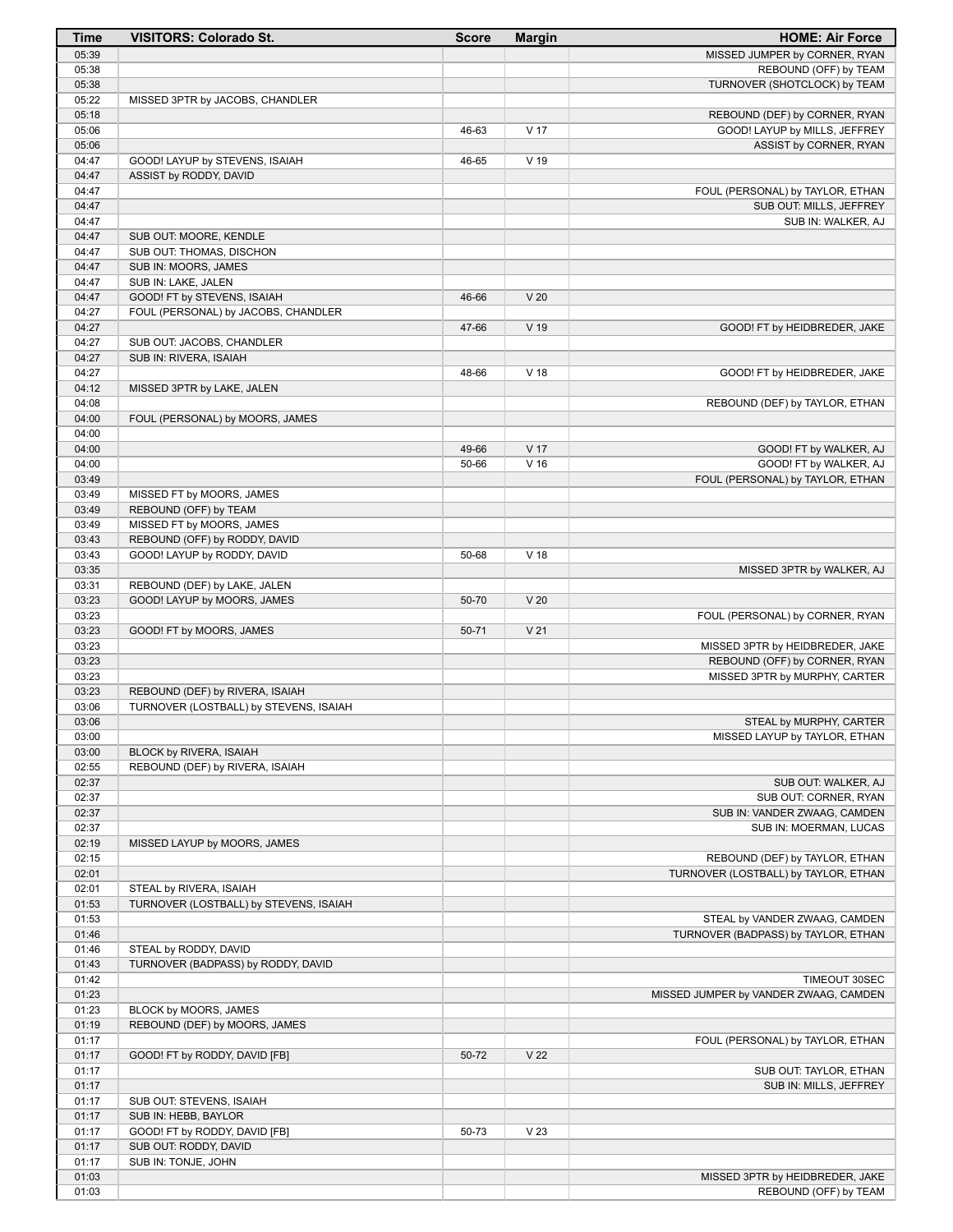| Time | VISITORS: Colorado St. | Score | Margin | HOME: Air Force |
|---|---|---|---|---|
| 05:39 | | | | MISSED JUMPER by CORNER, RYAN |
| 05:38 | | | | REBOUND (OFF) by TEAM |
| 05:38 | | | | TURNOVER (SHOTCLOCK) by TEAM |
| 05:22 | MISSED 3PTR by JACOBS, CHANDLER | | | |
| 05:18 | | | | REBOUND (DEF) by CORNER, RYAN |
| 05:06 | | 46-63 | V 17 | GOOD! LAYUP by MILLS, JEFFREY |
| 05:06 | | | | ASSIST by CORNER, RYAN |
| 04:47 | GOOD! LAYUP by STEVENS, ISAIAH | 46-65 | V 19 | |
| 04:47 | ASSIST by RODDY, DAVID | | | |
| 04:47 | | | | FOUL (PERSONAL) by TAYLOR, ETHAN |
| 04:47 | | | | SUB OUT: MILLS, JEFFREY |
| 04:47 | | | | SUB IN: WALKER, AJ |
| 04:47 | SUB OUT: MOORE, KENDLE | | | |
| 04:47 | SUB OUT: THOMAS, DISCHON | | | |
| 04:47 | SUB IN: MOORS, JAMES | | | |
| 04:47 | SUB IN: LAKE, JALEN | | | |
| 04:47 | GOOD! FT by STEVENS, ISAIAH | 46-66 | V 20 | |
| 04:27 | FOUL (PERSONAL) by JACOBS, CHANDLER | | | |
| 04:27 | | 47-66 | V 19 | GOOD! FT by HEIDBREDER, JAKE |
| 04:27 | SUB OUT: JACOBS, CHANDLER | | | |
| 04:27 | SUB IN: RIVERA, ISAIAH | | | |
| 04:27 | | 48-66 | V 18 | GOOD! FT by HEIDBREDER, JAKE |
| 04:12 | MISSED 3PTR by LAKE, JALEN | | | |
| 04:08 | | | | REBOUND (DEF) by TAYLOR, ETHAN |
| 04:00 | FOUL (PERSONAL) by MOORS, JAMES | | | |
| 04:00 | | | | |
| 04:00 | | 49-66 | V 17 | GOOD! FT by WALKER, AJ |
| 04:00 | | 50-66 | V 16 | GOOD! FT by WALKER, AJ |
| 03:49 | | | | FOUL (PERSONAL) by TAYLOR, ETHAN |
| 03:49 | MISSED FT by MOORS, JAMES | | | |
| 03:49 | REBOUND (OFF) by TEAM | | | |
| 03:49 | MISSED FT by MOORS, JAMES | | | |
| 03:43 | REBOUND (OFF) by RODDY, DAVID | | | |
| 03:43 | GOOD! LAYUP by RODDY, DAVID | 50-68 | V 18 | |
| 03:35 | | | | MISSED 3PTR by WALKER, AJ |
| 03:31 | REBOUND (DEF) by LAKE, JALEN | | | |
| 03:23 | GOOD! LAYUP by MOORS, JAMES | 50-70 | V 20 | |
| 03:23 | | | | FOUL (PERSONAL) by CORNER, RYAN |
| 03:23 | GOOD! FT by MOORS, JAMES | 50-71 | V 21 | |
| 03:23 | | | | MISSED 3PTR by HEIDBREDER, JAKE |
| 03:23 | | | | REBOUND (OFF) by CORNER, RYAN |
| 03:23 | | | | MISSED 3PTR by MURPHY, CARTER |
| 03:23 | REBOUND (DEF) by RIVERA, ISAIAH | | | |
| 03:06 | TURNOVER (LOSTBALL) by STEVENS, ISAIAH | | | |
| 03:06 | | | | STEAL by MURPHY, CARTER |
| 03:00 | | | | MISSED LAYUP by TAYLOR, ETHAN |
| 03:00 | BLOCK by RIVERA, ISAIAH | | | |
| 02:55 | REBOUND (DEF) by RIVERA, ISAIAH | | | |
| 02:37 | | | | SUB OUT: WALKER, AJ |
| 02:37 | | | | SUB OUT: CORNER, RYAN |
| 02:37 | | | | SUB IN: VANDER ZWAAG, CAMDEN |
| 02:37 | | | | SUB IN: MOERMAN, LUCAS |
| 02:19 | MISSED LAYUP by MOORS, JAMES | | | |
| 02:15 | | | | REBOUND (DEF) by TAYLOR, ETHAN |
| 02:01 | | | | TURNOVER (LOSTBALL) by TAYLOR, ETHAN |
| 02:01 | STEAL by RIVERA, ISAIAH | | | |
| 01:53 | TURNOVER (LOSTBALL) by STEVENS, ISAIAH | | | |
| 01:53 | | | | STEAL by VANDER ZWAAG, CAMDEN |
| 01:46 | | | | TURNOVER (BADPASS) by TAYLOR, ETHAN |
| 01:46 | STEAL by RODDY, DAVID | | | |
| 01:43 | TURNOVER (BADPASS) by RODDY, DAVID | | | |
| 01:42 | | | | TIMEOUT 30SEC |
| 01:23 | | | | MISSED JUMPER by VANDER ZWAAG, CAMDEN |
| 01:23 | BLOCK by MOORS, JAMES | | | |
| 01:19 | REBOUND (DEF) by MOORS, JAMES | | | |
| 01:17 | | | | FOUL (PERSONAL) by TAYLOR, ETHAN |
| 01:17 | GOOD! FT by RODDY, DAVID [FB] | 50-72 | V 22 | |
| 01:17 | | | | SUB OUT: TAYLOR, ETHAN |
| 01:17 | | | | SUB IN: MILLS, JEFFREY |
| 01:17 | SUB OUT: STEVENS, ISAIAH | | | |
| 01:17 | SUB IN: HEBB, BAYLOR | | | |
| 01:17 | GOOD! FT by RODDY, DAVID [FB] | 50-73 | V 23 | |
| 01:17 | SUB OUT: RODDY, DAVID | | | |
| 01:17 | SUB IN: TONJE, JOHN | | | |
| 01:03 | | | | MISSED 3PTR by HEIDBREDER, JAKE |
| 01:03 | | | | REBOUND (OFF) by TEAM |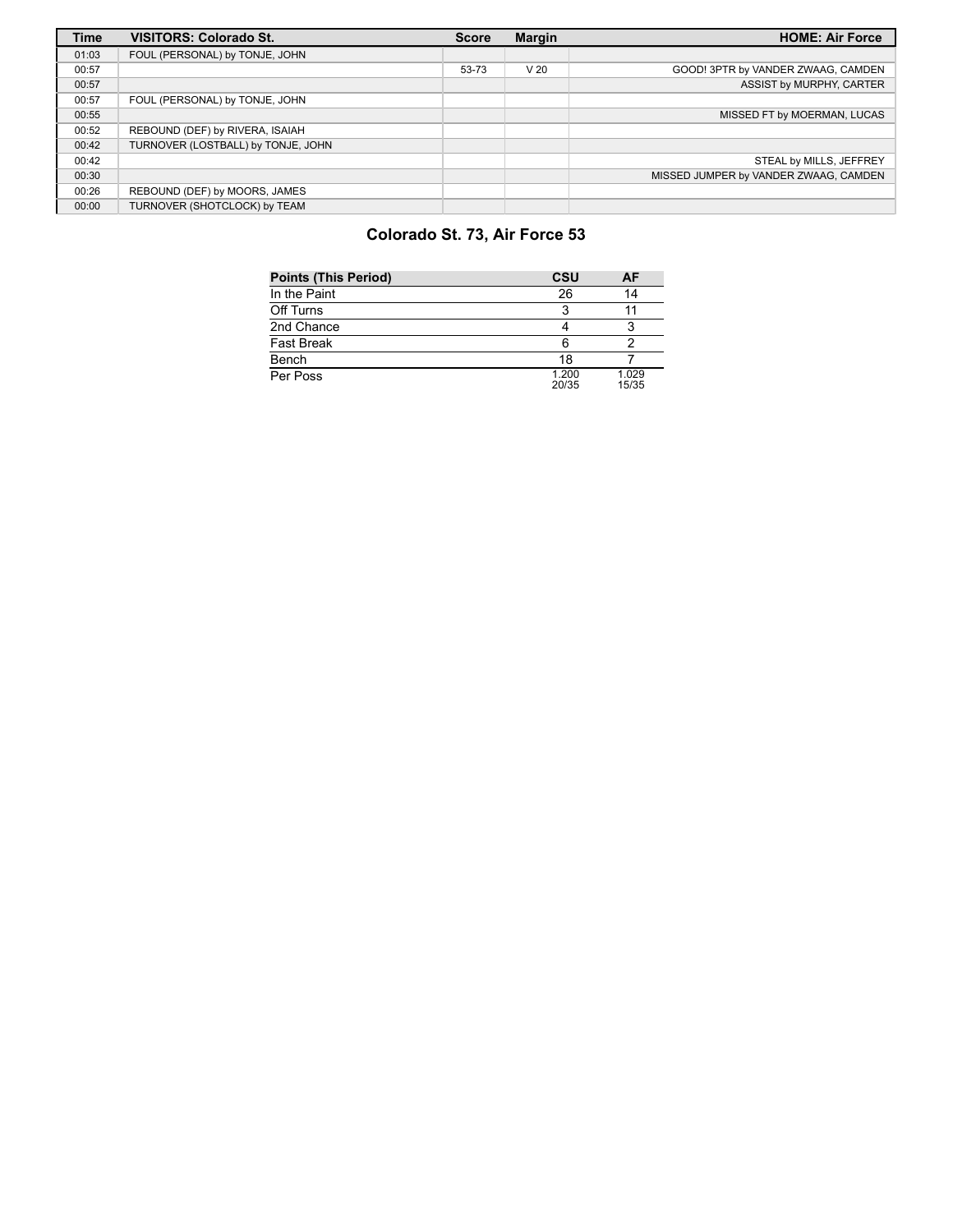| Time | VISITORS: Colorado St. | Score | Margin | HOME: Air Force |
|---|---|---|---|---|
| 01:03 | FOUL (PERSONAL) by TONJE, JOHN | | | |
| 00:57 | | 53-73 | V 20 | GOOD! 3PTR by VANDER ZWAAG, CAMDEN |
| 00:57 | | | | ASSIST by MURPHY, CARTER |
| 00:57 | FOUL (PERSONAL) by TONJE, JOHN | | | |
| 00:55 | | | | MISSED FT by MOERMAN, LUCAS |
| 00:52 | REBOUND (DEF) by RIVERA, ISAIAH | | | |
| 00:42 | TURNOVER (LOSTBALL) by TONJE, JOHN | | | |
| 00:42 | | | | STEAL by MILLS, JEFFREY |
| 00:30 | | | | MISSED JUMPER by VANDER ZWAAG, CAMDEN |
| 00:26 | REBOUND (DEF) by MOORS, JAMES | | | |
| 00:00 | TURNOVER (SHOTCLOCK) by TEAM | | | |

## Colorado St. 73, Air Force 53

| Points (This Period) | CSU | AF |
|---|---|---|
| In the Paint | 26 | 14 |
| Off Turns | 3 | 11 |
| 2nd Chance | 4 | 3 |
| Fast Break | 6 | 2 |
| Bench | 18 | 7 |
| Per Poss | 1.200 20/35 | 1.029 15/35 |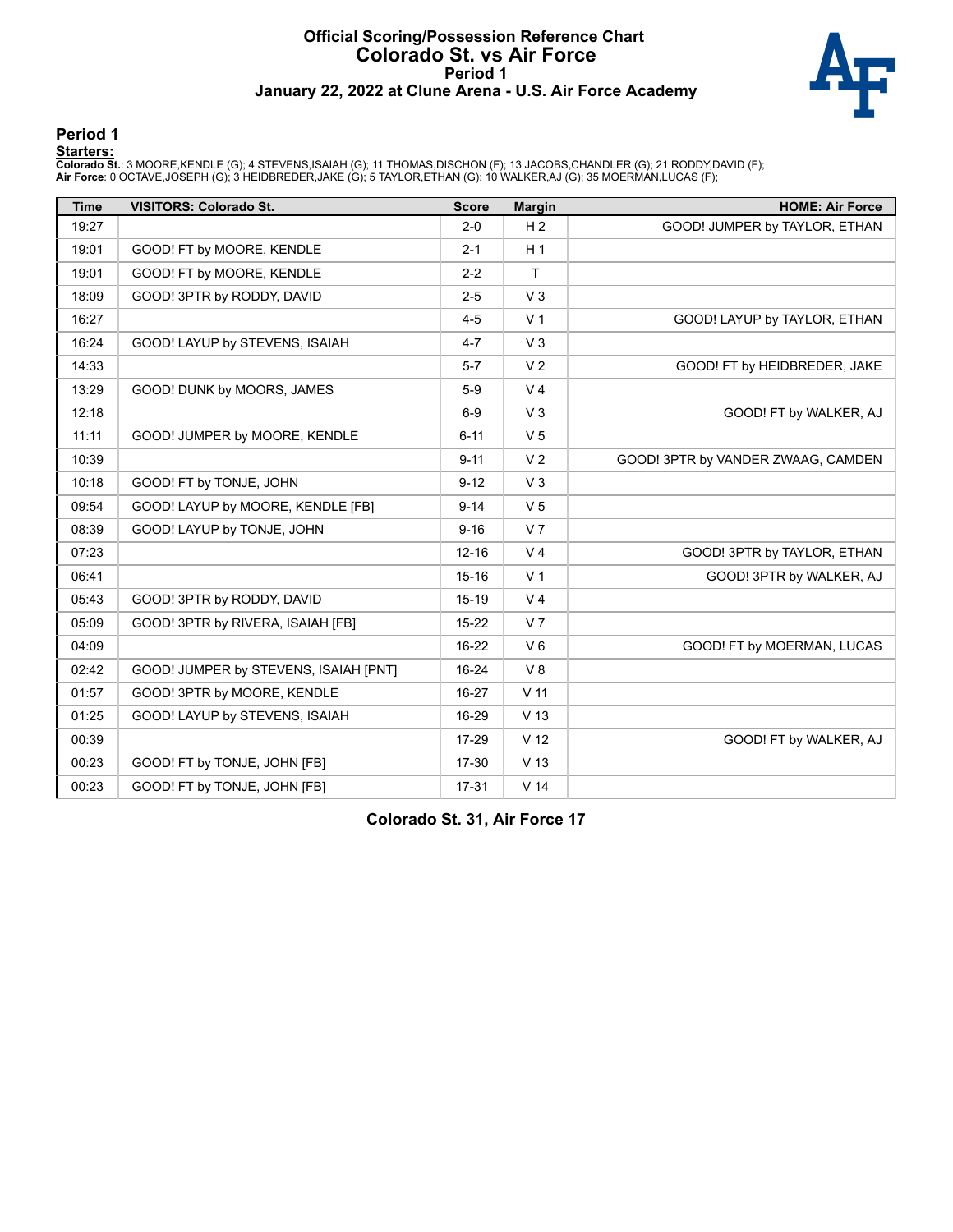# Official Scoring/Possession Reference Chart
## Colorado St. vs Air Force
### Period 1
### January 22, 2022 at Clune Arena - U.S. Air Force Academy

## Period 1

**Starters:**

**Colorado St.**: 3 MOORE,KENDLE (G); 4 STEVENS,ISAIAH (G); 11 THOMAS,DISCHON (F); 13 JACOBS,CHANDLER (G); 21 RODDY,DAVID (F);
**Air Force**: 0 OCTAVE,JOSEPH (G); 3 HEIDBREDER,JAKE (G); 5 TAYLOR,ETHAN (G); 10 WALKER,AJ (G); 35 MOERMAN,LUCAS (F);

| Time | VISITORS: Colorado St. | Score | Margin | HOME: Air Force |
|---|---|---|---|---|
| 19:27 | | 2-0 | H 2 | GOOD! JUMPER by TAYLOR, ETHAN |
| 19:01 | GOOD! FT by MOORE, KENDLE | 2-1 | H 1 | |
| 19:01 | GOOD! FT by MOORE, KENDLE | 2-2 | T | |
| 18:09 | GOOD! 3PTR by RODDY, DAVID | 2-5 | V 3 | |
| 16:27 | | 4-5 | V 1 | GOOD! LAYUP by TAYLOR, ETHAN |
| 16:24 | GOOD! LAYUP by STEVENS, ISAIAH | 4-7 | V 3 | |
| 14:33 | | 5-7 | V 2 | GOOD! FT by HEIDBREDER, JAKE |
| 13:29 | GOOD! DUNK by MOORS, JAMES | 5-9 | V 4 | |
| 12:18 | | 6-9 | V 3 | GOOD! FT by WALKER, AJ |
| 11:11 | GOOD! JUMPER by MOORE, KENDLE | 6-11 | V 5 | |
| 10:39 | | 9-11 | V 2 | GOOD! 3PTR by VANDER ZWAAG, CAMDEN |
| 10:18 | GOOD! FT by TONJE, JOHN | 9-12 | V 3 | |
| 09:54 | GOOD! LAYUP by MOORE, KENDLE [FB] | 9-14 | V 5 | |
| 08:39 | GOOD! LAYUP by TONJE, JOHN | 9-16 | V 7 | |
| 07:23 | | 12-16 | V 4 | GOOD! 3PTR by TAYLOR, ETHAN |
| 06:41 | | 15-16 | V 1 | GOOD! 3PTR by WALKER, AJ |
| 05:43 | GOOD! 3PTR by RODDY, DAVID | 15-19 | V 4 | |
| 05:09 | GOOD! 3PTR by RIVERA, ISAIAH [FB] | 15-22 | V 7 | |
| 04:09 | | 16-22 | V 6 | GOOD! FT by MOERMAN, LUCAS |
| 02:42 | GOOD! JUMPER by STEVENS, ISAIAH [PNT] | 16-24 | V 8 | |
| 01:57 | GOOD! 3PTR by MOORE, KENDLE | 16-27 | V 11 | |
| 01:25 | GOOD! LAYUP by STEVENS, ISAIAH | 16-29 | V 13 | |
| 00:39 | | 17-29 | V 12 | GOOD! FT by WALKER, AJ |
| 00:23 | GOOD! FT by TONJE, JOHN [FB] | 17-30 | V 13 | |
| 00:23 | GOOD! FT by TONJE, JOHN [FB] | 17-31 | V 14 | |

**Colorado St. 31, Air Force 17**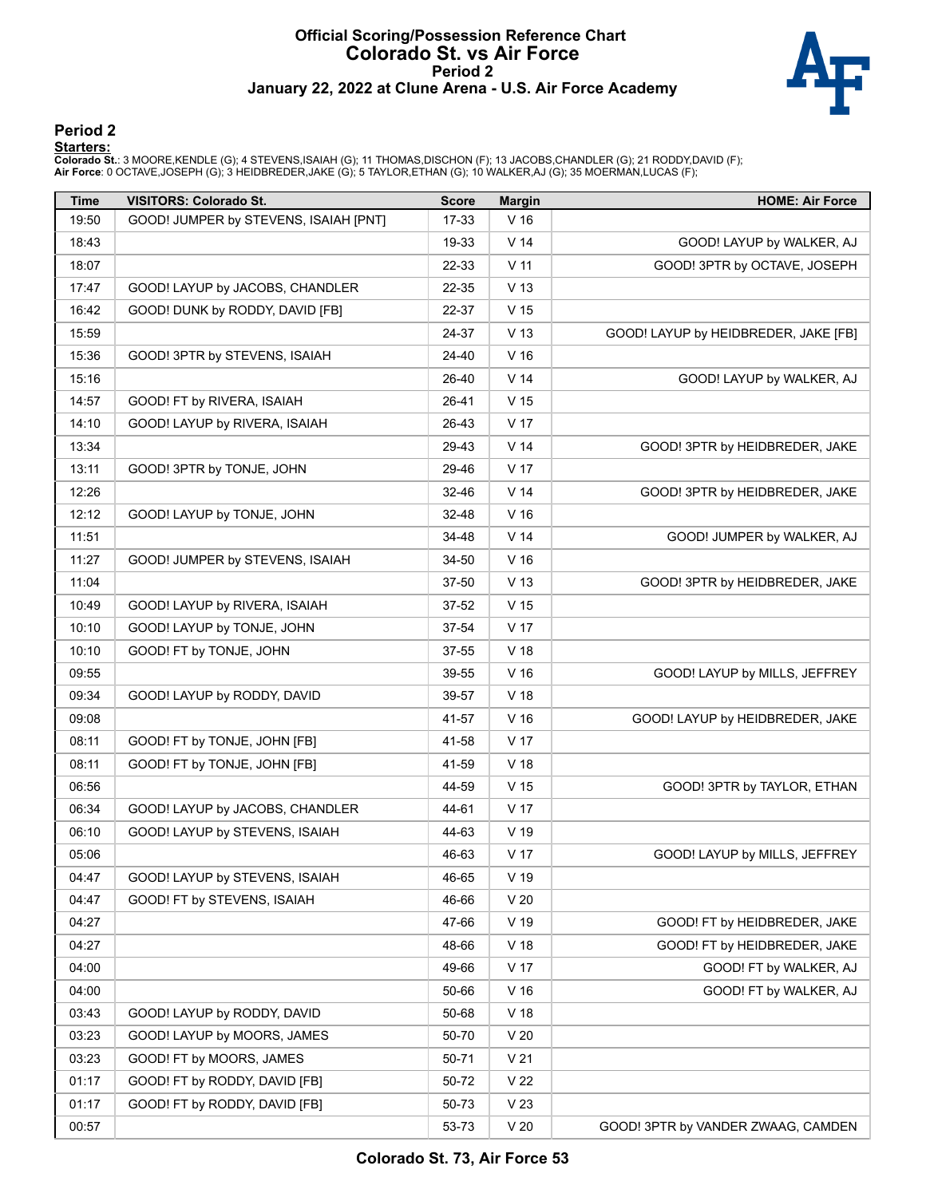# Official Scoring/Possession Reference Chart
## Colorado St. vs Air Force
### Period 2
### January 22, 2022 at Clune Arena - U.S. Air Force Academy

### Period 2

**Starters:**

**Colorado St.**: 3 MOORE,KENDLE (G); 4 STEVENS,ISAIAH (G); 11 THOMAS,DISCHON (F); 13 JACOBS,CHANDLER (G); 21 RODDY,DAVID (F);
**Air Force**: 0 OCTAVE,JOSEPH (G); 3 HEIDBREDER,JAKE (G); 5 TAYLOR,ETHAN (G); 10 WALKER,AJ (G); 35 MOERMAN,LUCAS (F);

| Time | VISITORS: Colorado St. | Score | Margin | HOME: Air Force |
|---|---|---|---|---|
| 19:50 | GOOD! JUMPER by STEVENS, ISAIAH [PNT] | 17-33 | V 16 | |
| 18:43 | | 19-33 | V 14 | GOOD! LAYUP by WALKER, AJ |
| 18:07 | | 22-33 | V 11 | GOOD! 3PTR by OCTAVE, JOSEPH |
| 17:47 | GOOD! LAYUP by JACOBS, CHANDLER | 22-35 | V 13 | |
| 16:42 | GOOD! DUNK by RODDY, DAVID [FB] | 22-37 | V 15 | |
| 15:59 | | 24-37 | V 13 | GOOD! LAYUP by HEIDBREDER, JAKE [FB] |
| 15:36 | GOOD! 3PTR by STEVENS, ISAIAH | 24-40 | V 16 | |
| 15:16 | | 26-40 | V 14 | GOOD! LAYUP by WALKER, AJ |
| 14:57 | GOOD! FT by RIVERA, ISAIAH | 26-41 | V 15 | |
| 14:10 | GOOD! LAYUP by RIVERA, ISAIAH | 26-43 | V 17 | |
| 13:34 | | 29-43 | V 14 | GOOD! 3PTR by HEIDBREDER, JAKE |
| 13:11 | GOOD! 3PTR by TONJE, JOHN | 29-46 | V 17 | |
| 12:26 | | 32-46 | V 14 | GOOD! 3PTR by HEIDBREDER, JAKE |
| 12:12 | GOOD! LAYUP by TONJE, JOHN | 32-48 | V 16 | |
| 11:51 | | 34-48 | V 14 | GOOD! JUMPER by WALKER, AJ |
| 11:27 | GOOD! JUMPER by STEVENS, ISAIAH | 34-50 | V 16 | |
| 11:04 | | 37-50 | V 13 | GOOD! 3PTR by HEIDBREDER, JAKE |
| 10:49 | GOOD! LAYUP by RIVERA, ISAIAH | 37-52 | V 15 | |
| 10:10 | GOOD! LAYUP by TONJE, JOHN | 37-54 | V 17 | |
| 10:10 | GOOD! FT by TONJE, JOHN | 37-55 | V 18 | |
| 09:55 | | 39-55 | V 16 | GOOD! LAYUP by MILLS, JEFFREY |
| 09:34 | GOOD! LAYUP by RODDY, DAVID | 39-57 | V 18 | |
| 09:08 | | 41-57 | V 16 | GOOD! LAYUP by HEIDBREDER, JAKE |
| 08:11 | GOOD! FT by TONJE, JOHN [FB] | 41-58 | V 17 | |
| 08:11 | GOOD! FT by TONJE, JOHN [FB] | 41-59 | V 18 | |
| 06:56 | | 44-59 | V 15 | GOOD! 3PTR by TAYLOR, ETHAN |
| 06:34 | GOOD! LAYUP by JACOBS, CHANDLER | 44-61 | V 17 | |
| 06:10 | GOOD! LAYUP by STEVENS, ISAIAH | 44-63 | V 19 | |
| 05:06 | | 46-63 | V 17 | GOOD! LAYUP by MILLS, JEFFREY |
| 04:47 | GOOD! LAYUP by STEVENS, ISAIAH | 46-65 | V 19 | |
| 04:47 | GOOD! FT by STEVENS, ISAIAH | 46-66 | V 20 | |
| 04:27 | | 47-66 | V 19 | GOOD! FT by HEIDBREDER, JAKE |
| 04:27 | | 48-66 | V 18 | GOOD! FT by HEIDBREDER, JAKE |
| 04:00 | | 49-66 | V 17 | GOOD! FT by WALKER, AJ |
| 04:00 | | 50-66 | V 16 | GOOD! FT by WALKER, AJ |
| 03:43 | GOOD! LAYUP by RODDY, DAVID | 50-68 | V 18 | |
| 03:23 | GOOD! LAYUP by MOORS, JAMES | 50-70 | V 20 | |
| 03:23 | GOOD! FT by MOORS, JAMES | 50-71 | V 21 | |
| 01:17 | GOOD! FT by RODDY, DAVID [FB] | 50-72 | V 22 | |
| 01:17 | GOOD! FT by RODDY, DAVID [FB] | 50-73 | V 23 | |
| 00:57 | | 53-73 | V 20 | GOOD! 3PTR by VANDER ZWAAG, CAMDEN |

**Colorado St. 73, Air Force 53**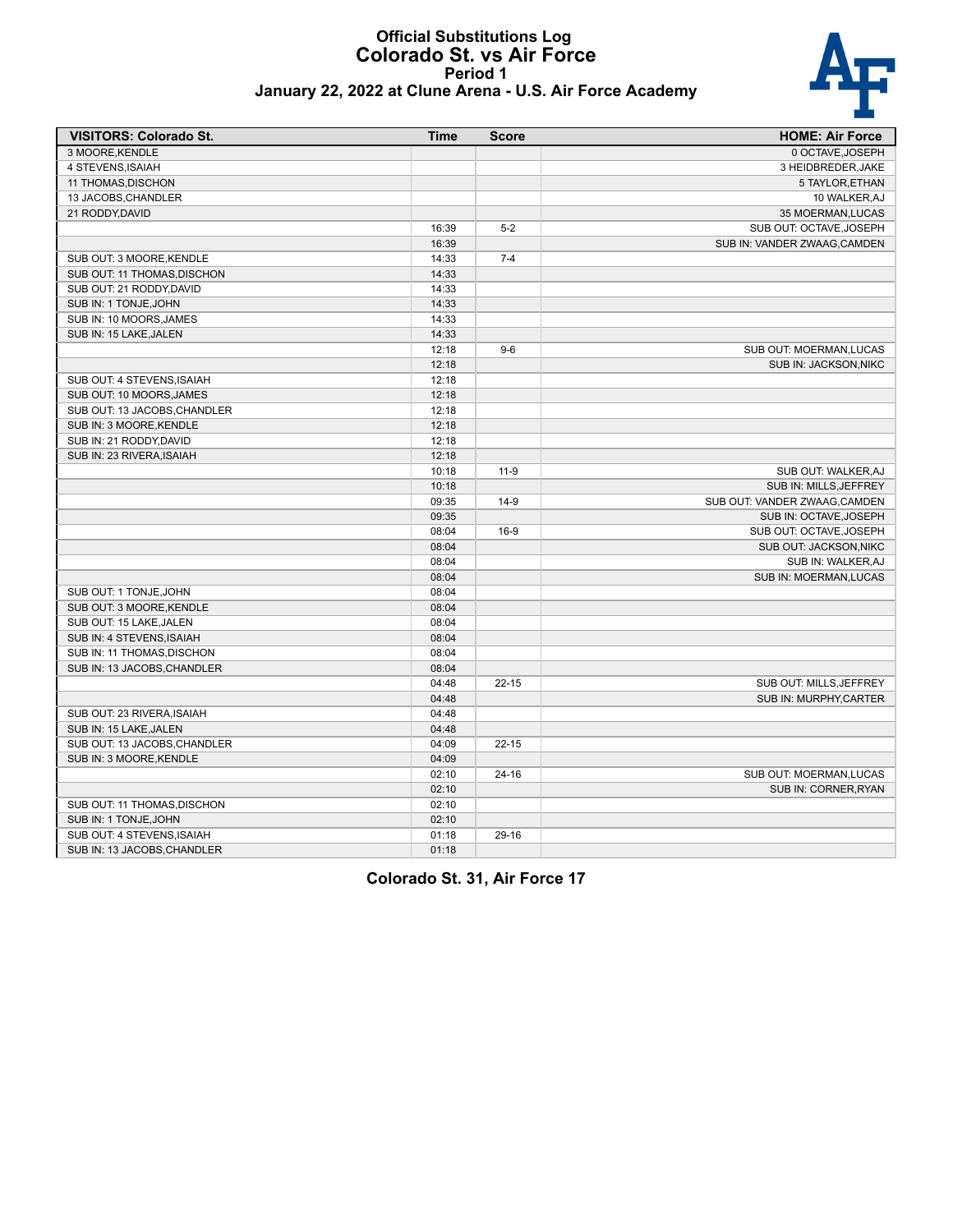# Official Substitutions Log
## Colorado St. vs Air Force
### Period 1
### January 22, 2022 at Clune Arena - U.S. Air Force Academy

| VISITORS: Colorado St. | Time | Score | HOME: Air Force |
|---|---|---|---|
| 3 MOORE,KENDLE | | | 0 OCTAVE,JOSEPH |
| 4 STEVENS,ISAIAH | | | 3 HEIDBREDER,JAKE |
| 11 THOMAS,DISCHON | | | 5 TAYLOR,ETHAN |
| 13 JACOBS,CHANDLER | | | 10 WALKER,AJ |
| 21 RODDY,DAVID | | | 35 MOERMAN,LUCAS |
| | 16:39 | 5-2 | SUB OUT: OCTAVE,JOSEPH |
| | 16:39 | | SUB IN: VANDER ZWAAG,CAMDEN |
| SUB OUT: 3 MOORE,KENDLE | 14:33 | 7-4 | |
| SUB OUT: 11 THOMAS,DISCHON | 14:33 | | |
| SUB OUT: 21 RODDY,DAVID | 14:33 | | |
| SUB IN: 1 TONJE,JOHN | 14:33 | | |
| SUB IN: 10 MOORS,JAMES | 14:33 | | |
| SUB IN: 15 LAKE,JALEN | 14:33 | | |
| | 12:18 | 9-6 | SUB OUT: MOERMAN,LUCAS |
| | 12:18 | | SUB IN: JACKSON,NIKC |
| SUB OUT: 4 STEVENS,ISAIAH | 12:18 | | |
| SUB OUT: 10 MOORS,JAMES | 12:18 | | |
| SUB OUT: 13 JACOBS,CHANDLER | 12:18 | | |
| SUB IN: 3 MOORE,KENDLE | 12:18 | | |
| SUB IN: 21 RODDY,DAVID | 12:18 | | |
| SUB IN: 23 RIVERA,ISAIAH | 12:18 | | |
| | 10:18 | 11-9 | SUB OUT: WALKER,AJ |
| | 10:18 | | SUB IN: MILLS,JEFFREY |
| | 09:35 | 14-9 | SUB OUT: VANDER ZWAAG,CAMDEN |
| | 09:35 | | SUB IN: OCTAVE,JOSEPH |
| | 08:04 | 16-9 | SUB OUT: OCTAVE,JOSEPH |
| | 08:04 | | SUB OUT: JACKSON,NIKC |
| | 08:04 | | SUB IN: WALKER,AJ |
| | 08:04 | | SUB IN: MOERMAN,LUCAS |
| SUB OUT: 1 TONJE,JOHN | 08:04 | | |
| SUB OUT: 3 MOORE,KENDLE | 08:04 | | |
| SUB OUT: 15 LAKE,JALEN | 08:04 | | |
| SUB IN: 4 STEVENS,ISAIAH | 08:04 | | |
| SUB IN: 11 THOMAS,DISCHON | 08:04 | | |
| SUB IN: 13 JACOBS,CHANDLER | 08:04 | | |
| | 04:48 | 22-15 | SUB OUT: MILLS,JEFFREY |
| | 04:48 | | SUB IN: MURPHY,CARTER |
| SUB OUT: 23 RIVERA,ISAIAH | 04:48 | | |
| SUB IN: 15 LAKE,JALEN | 04:48 | | |
| SUB OUT: 13 JACOBS,CHANDLER | 04:09 | 22-15 | |
| SUB IN: 3 MOORE,KENDLE | 04:09 | | |
| | 02:10 | 24-16 | SUB OUT: MOERMAN,LUCAS |
| | 02:10 | | SUB IN: CORNER,RYAN |
| SUB OUT: 11 THOMAS,DISCHON | 02:10 | | |
| SUB IN: 1 TONJE,JOHN | 02:10 | | |
| SUB OUT: 4 STEVENS,ISAIAH | 01:18 | 29-16 | |
| SUB IN: 13 JACOBS,CHANDLER | 01:18 | | |

**Colorado St. 31, Air Force 17**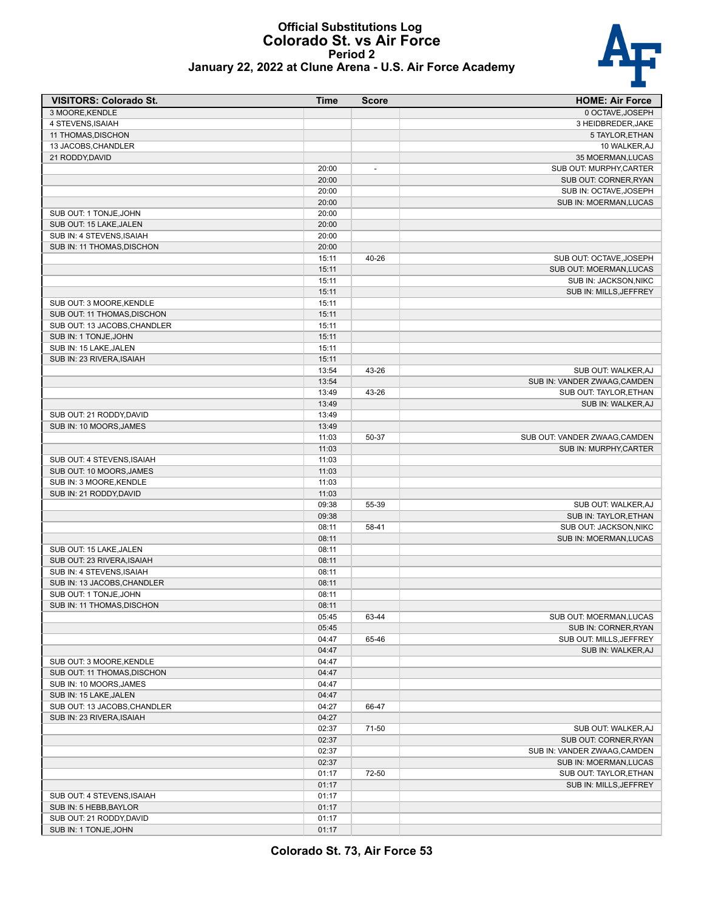# Official Substitutions Log
## Colorado St. vs Air Force
### Period 2
### January 22, 2022 at Clune Arena - U.S. Air Force Academy

| VISITORS: Colorado St. | Time | Score | HOME: Air Force |
|---|---|---|---|
| 3 MOORE,KENDLE | | | 0 OCTAVE,JOSEPH |
| 4 STEVENS,ISAIAH | | | 3 HEIDBREDER,JAKE |
| 11 THOMAS,DISCHON | | | 5 TAYLOR,ETHAN |
| 13 JACOBS,CHANDLER | | | 10 WALKER,AJ |
| 21 RODDY,DAVID | | | 35 MOERMAN,LUCAS |
| | 20:00 | - | SUB OUT: MURPHY,CARTER |
| | 20:00 | | SUB OUT: CORNER,RYAN |
| | 20:00 | | SUB IN: OCTAVE,JOSEPH |
| | 20:00 | | SUB IN: MOERMAN,LUCAS |
| SUB OUT: 1 TONJE,JOHN | 20:00 | | |
| SUB OUT: 15 LAKE,JALEN | 20:00 | | |
| SUB IN: 4 STEVENS,ISAIAH | 20:00 | | |
| SUB IN: 11 THOMAS,DISCHON | 20:00 | | |
| | 15:11 | 40-26 | SUB OUT: OCTAVE,JOSEPH |
| | 15:11 | | SUB OUT: MOERMAN,LUCAS |
| | 15:11 | | SUB IN: JACKSON,NIKC |
| | 15:11 | | SUB IN: MILLS,JEFFREY |
| SUB OUT: 3 MOORE,KENDLE | 15:11 | | |
| SUB OUT: 11 THOMAS,DISCHON | 15:11 | | |
| SUB OUT: 13 JACOBS,CHANDLER | 15:11 | | |
| SUB IN: 1 TONJE,JOHN | 15:11 | | |
| SUB IN: 15 LAKE,JALEN | 15:11 | | |
| SUB IN: 23 RIVERA,ISAIAH | 15:11 | | |
| | 13:54 | 43-26 | SUB OUT: WALKER,AJ |
| | 13:54 | | SUB IN: VANDER ZWAAG,CAMDEN |
| | 13:49 | 43-26 | SUB OUT: TAYLOR,ETHAN |
| | 13:49 | | SUB IN: WALKER,AJ |
| SUB OUT: 21 RODDY,DAVID | 13:49 | | |
| SUB IN: 10 MOORS,JAMES | 13:49 | | |
| | 11:03 | 50-37 | SUB OUT: VANDER ZWAAG,CAMDEN |
| | 11:03 | | SUB IN: MURPHY,CARTER |
| SUB OUT: 4 STEVENS,ISAIAH | 11:03 | | |
| SUB OUT: 10 MOORS,JAMES | 11:03 | | |
| SUB IN: 3 MOORE,KENDLE | 11:03 | | |
| SUB IN: 21 RODDY,DAVID | 11:03 | | |
| | 09:38 | 55-39 | SUB OUT: WALKER,AJ |
| | 09:38 | | SUB IN: TAYLOR,ETHAN |
| | 08:11 | 58-41 | SUB OUT: JACKSON,NIKC |
| | 08:11 | | SUB IN: MOERMAN,LUCAS |
| SUB OUT: 15 LAKE,JALEN | 08:11 | | |
| SUB OUT: 23 RIVERA,ISAIAH | 08:11 | | |
| SUB IN: 4 STEVENS,ISAIAH | 08:11 | | |
| SUB IN: 13 JACOBS,CHANDLER | 08:11 | | |
| SUB OUT: 1 TONJE,JOHN | 08:11 | | |
| SUB IN: 11 THOMAS,DISCHON | 08:11 | | |
| | 05:45 | 63-44 | SUB OUT: MOERMAN,LUCAS |
| | 05:45 | | SUB IN: CORNER,RYAN |
| | 04:47 | 65-46 | SUB OUT: MILLS,JEFFREY |
| | 04:47 | | SUB IN: WALKER,AJ |
| SUB OUT: 3 MOORE,KENDLE | 04:47 | | |
| SUB OUT: 11 THOMAS,DISCHON | 04:47 | | |
| SUB IN: 10 MOORS,JAMES | 04:47 | | |
| SUB IN: 15 LAKE,JALEN | 04:47 | | |
| SUB OUT: 13 JACOBS,CHANDLER | 04:27 | 66-47 | |
| SUB IN: 23 RIVERA,ISAIAH | 04:27 | | |
| | 02:37 | 71-50 | SUB OUT: WALKER,AJ |
| | 02:37 | | SUB OUT: CORNER,RYAN |
| | 02:37 | | SUB IN: VANDER ZWAAG,CAMDEN |
| | 02:37 | | SUB IN: MOERMAN,LUCAS |
| | 01:17 | 72-50 | SUB OUT: TAYLOR,ETHAN |
| | 01:17 | | SUB IN: MILLS,JEFFREY |
| SUB OUT: 4 STEVENS,ISAIAH | 01:17 | | |
| SUB IN: 5 HEBB,BAYLOR | 01:17 | | |
| SUB OUT: 21 RODDY,DAVID | 01:17 | | |
| SUB IN: 1 TONJE,JOHN | 01:17 | | |

**Colorado St. 73, Air Force 53**